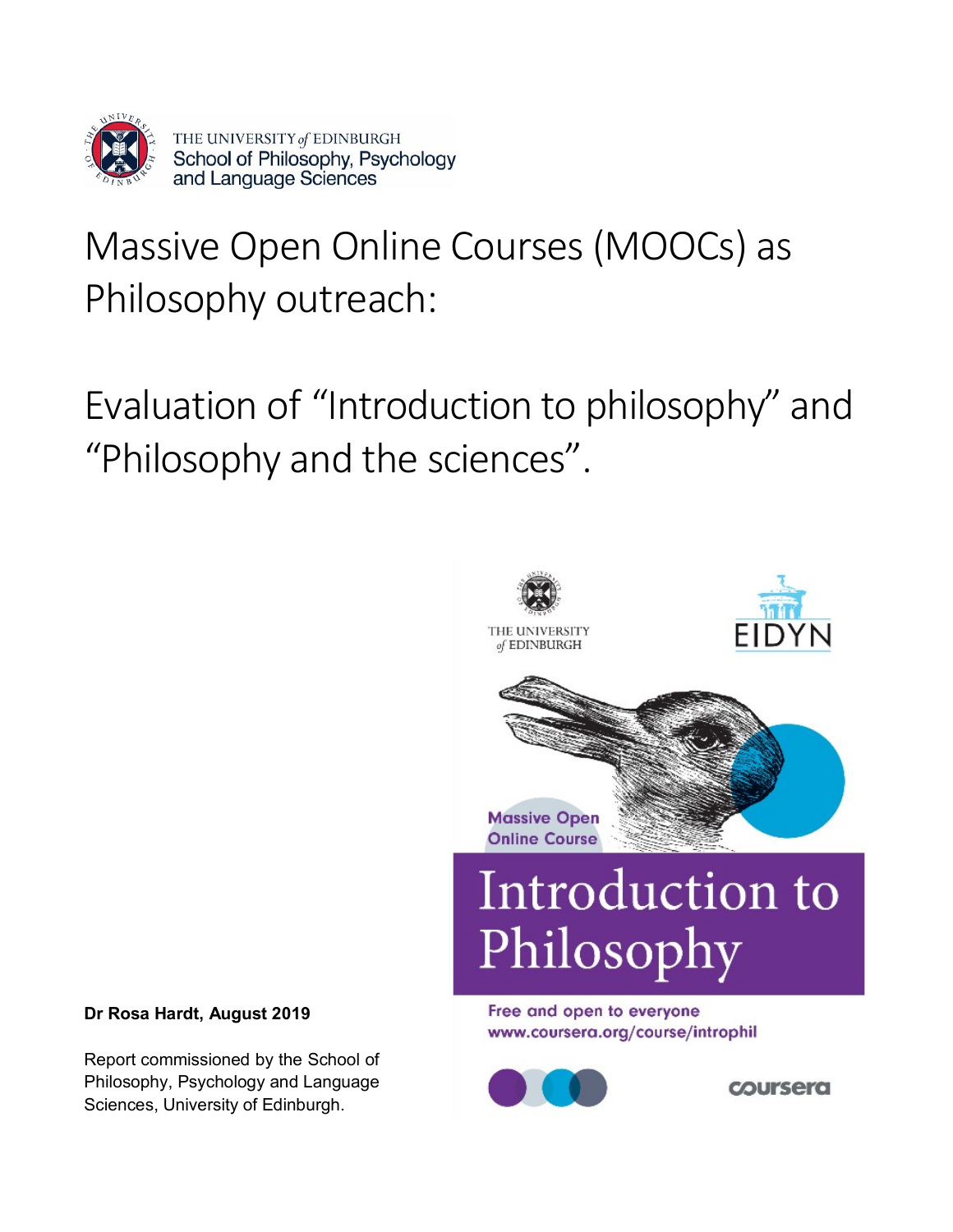THE UNIVERSITY *of* EDINBURGH
School of Philosophy, Psychology and Language Sciences

# Massive Open Online Courses (MOOCs) as Philosophy outreach:

# Evaluation of "Introduction to philosophy" and "Philosophy and the sciences".

THE UNIVERSITY *of* EDINBURGH

EIDYN

Massive Open Online Course

Introduction to Philosophy

Free and open to everyone
www.coursera.org/course/introphil

coursera

**Dr Rosa Hardt, August 2019**

Report commissioned by the School of Philosophy, Psychology and Language Sciences, University of Edinburgh.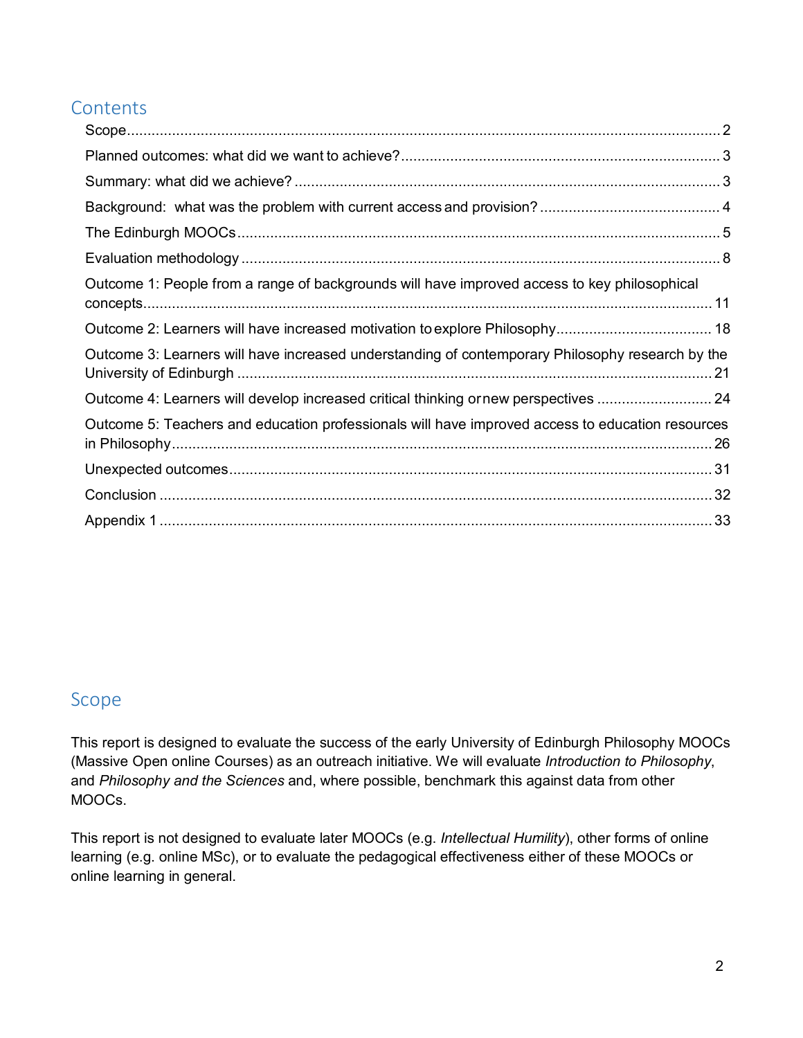## Contents

- Scope .... 2
- Planned outcomes: what did we want to achieve? .... 3
- Summary: what did we achieve? .... 3
- Background: what was the problem with current access and provision? .... 4
- The Edinburgh MOOCs .... 5
- Evaluation methodology .... 8
- Outcome 1: People from a range of backgrounds will have improved access to key philosophical concepts .... 11
- Outcome 2: Learners will have increased motivation to explore Philosophy .... 18
- Outcome 3: Learners will have increased understanding of contemporary Philosophy research by the University of Edinburgh .... 21
- Outcome 4: Learners will develop increased critical thinking or new perspectives .... 24
- Outcome 5: Teachers and education professionals will have improved access to education resources in Philosophy .... 26
- Unexpected outcomes .... 31
- Conclusion .... 32
- Appendix 1 .... 33

## Scope

This report is designed to evaluate the success of the early University of Edinburgh Philosophy MOOCs (Massive Open online Courses) as an outreach initiative. We will evaluate *Introduction to Philosophy*, and *Philosophy and the Sciences* and, where possible, benchmark this against data from other MOOCs.

This report is not designed to evaluate later MOOCs (e.g. *Intellectual Humility*), other forms of online learning (e.g. online MSc), or to evaluate the pedagogical effectiveness either of these MOOCs or online learning in general.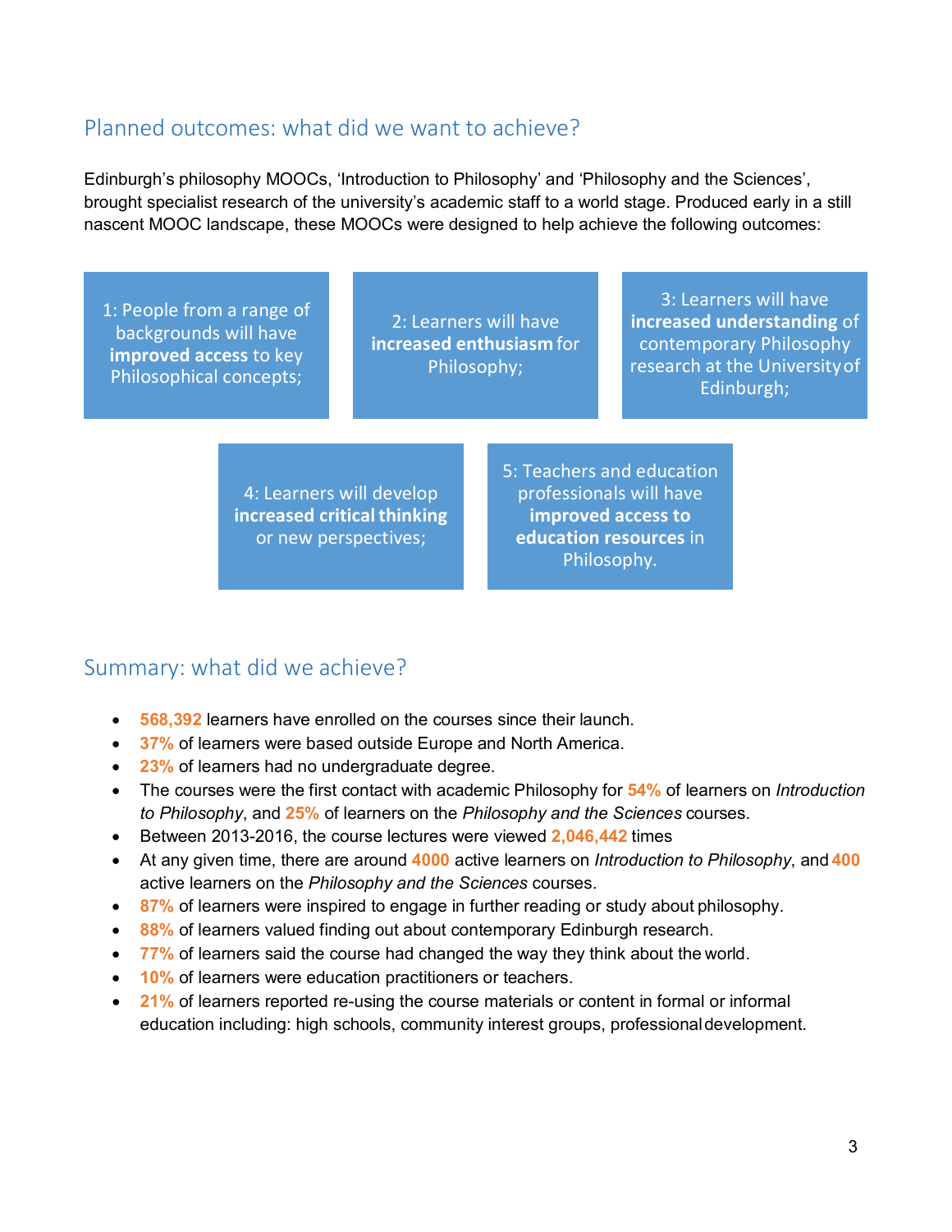## Planned outcomes: what did we want to achieve?

Edinburgh's philosophy MOOCs, 'Introduction to Philosophy' and 'Philosophy and the Sciences', brought specialist research of the university's academic staff to a world stage. Produced early in a still nascent MOOC landscape, these MOOCs were designed to help achieve the following outcomes:

1: People from a range of backgrounds will have **improved access** to key Philosophical concepts;

2: Learners will have **increased enthusiasm** for Philosophy;

3: Learners will have **increased understanding** of contemporary Philosophy research at the University of Edinburgh;

4: Learners will develop **increased critical thinking** or new perspectives;

5: Teachers and education professionals will have **improved access to education resources** in Philosophy.

## Summary: what did we achieve?

- **568,392** learners have enrolled on the courses since their launch.
- **37%** of learners were based outside Europe and North America.
- **23%** of learners had no undergraduate degree.
- The courses were the first contact with academic Philosophy for **54%** of learners on *Introduction to Philosophy*, and **25%** of learners on the *Philosophy and the Sciences* courses.
- Between 2013-2016, the course lectures were viewed **2,046,442** times
- At any given time, there are around **4000** active learners on *Introduction to Philosophy*, and **400** active learners on the *Philosophy and the Sciences* courses.
- **87%** of learners were inspired to engage in further reading or study about philosophy.
- **88%** of learners valued finding out about contemporary Edinburgh research.
- **77%** of learners said the course had changed the way they think about the world.
- **10%** of learners were education practitioners or teachers.
- **21%** of learners reported re-using the course materials or content in formal or informal education including: high schools, community interest groups, professional development.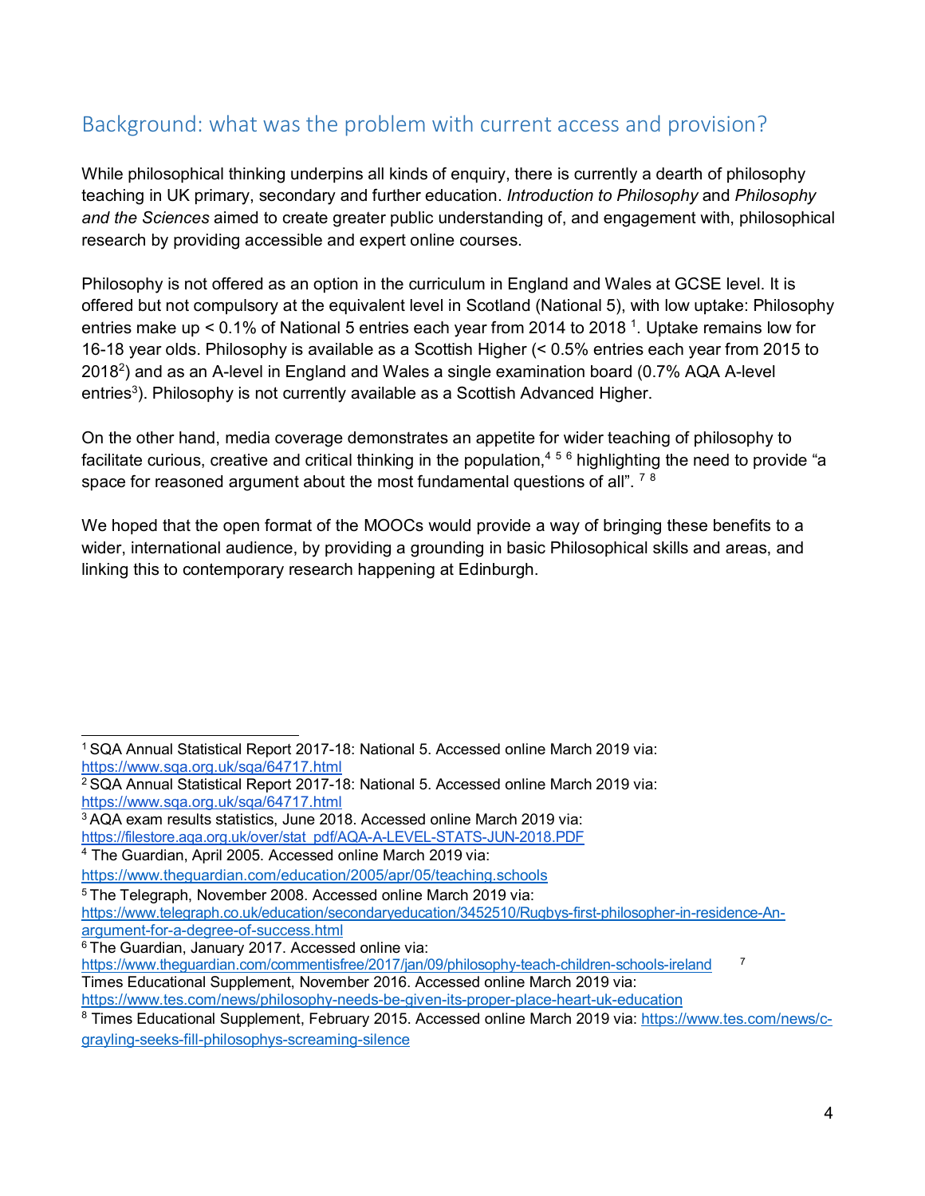## Background: what was the problem with current access and provision?

While philosophical thinking underpins all kinds of enquiry, there is currently a dearth of philosophy teaching in UK primary, secondary and further education. *Introduction to Philosophy* and *Philosophy and the Sciences* aimed to create greater public understanding of, and engagement with, philosophical research by providing accessible and expert online courses.

Philosophy is not offered as an option in the curriculum in England and Wales at GCSE level. It is offered but not compulsory at the equivalent level in Scotland (National 5), with low uptake: Philosophy entries make up < 0.1% of National 5 entries each year from 2014 to 2018 [1]. Uptake remains low for 16-18 year olds. Philosophy is available as a Scottish Higher (< 0.5% entries each year from 2015 to 2018[2]) and as an A-level in England and Wales a single examination board (0.7% AQA A-level entries[3]). Philosophy is not currently available as a Scottish Advanced Higher.

On the other hand, media coverage demonstrates an appetite for wider teaching of philosophy to facilitate curious, creative and critical thinking in the population,[4] [5] [6] highlighting the need to provide “a space for reasoned argument about the most fundamental questions of all”. [7] [8]

We hoped that the open format of the MOOCs would provide a way of bringing these benefits to a wider, international audience, by providing a grounding in basic Philosophical skills and areas, and linking this to contemporary research happening at Edinburgh.

---

[1] SQA Annual Statistical Report 2017-18: National 5. Accessed online March 2019 via: https://www.sqa.org.uk/sqa/64717.html

[2] SQA Annual Statistical Report 2017-18: National 5. Accessed online March 2019 via: https://www.sqa.org.uk/sqa/64717.html

[3] AQA exam results statistics, June 2018. Accessed online March 2019 via: https://filestore.aqa.org.uk/over/stat_pdf/AQA-A-LEVEL-STATS-JUN-2018.PDF

[4] The Guardian, April 2005. Accessed online March 2019 via: https://www.theguardian.com/education/2005/apr/05/teaching.schools

[5] The Telegraph, November 2008. Accessed online March 2019 via: https://www.telegraph.co.uk/education/secondaryeducation/3452510/Rugbys-first-philosopher-in-residence-An-argument-for-a-degree-of-success.html

[6] The Guardian, January 2017. Accessed online via: https://www.theguardian.com/commentisfree/2017/jan/09/philosophy-teach-children-schools-ireland

[7] Times Educational Supplement, November 2016. Accessed online March 2019 via: https://www.tes.com/news/philosophy-needs-be-given-its-proper-place-heart-uk-education

[8] Times Educational Supplement, February 2015. Accessed online March 2019 via: https://www.tes.com/news/c-grayling-seeks-fill-philosophys-screaming-silence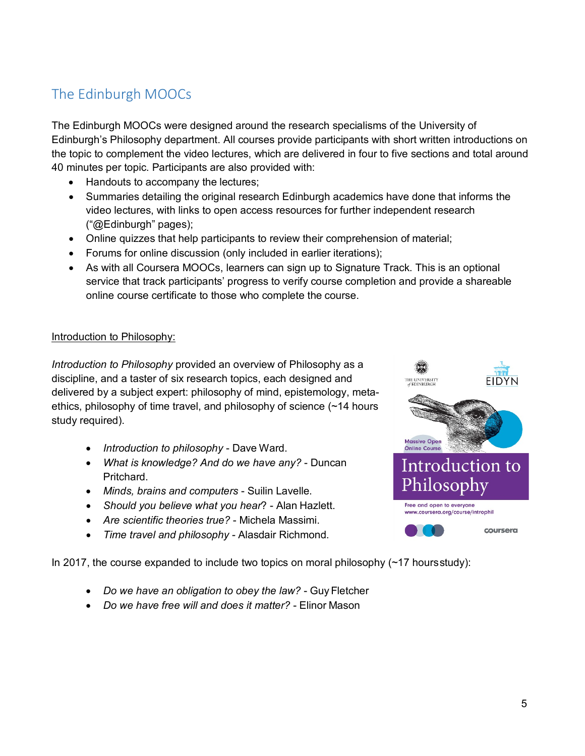## The Edinburgh MOOCs

The Edinburgh MOOCs were designed around the research specialisms of the University of Edinburgh's Philosophy department. All courses provide participants with short written introductions on the topic to complement the video lectures, which are delivered in four to five sections and total around 40 minutes per topic. Participants are also provided with:

- Handouts to accompany the lectures;
- Summaries detailing the original research Edinburgh academics have done that informs the video lectures, with links to open access resources for further independent research ("@Edinburgh" pages);
- Online quizzes that help participants to review their comprehension of material;
- Forums for online discussion (only included in earlier iterations);
- As with all Coursera MOOCs, learners can sign up to Signature Track. This is an optional service that track participants' progress to verify course completion and provide a shareable online course certificate to those who complete the course.

Introduction to Philosophy:

*Introduction to Philosophy* provided an overview of Philosophy as a discipline, and a taster of six research topics, each designed and delivered by a subject expert: philosophy of mind, epistemology, meta-ethics, philosophy of time travel, and philosophy of science (~14 hours study required).

- *Introduction to philosophy* - Dave Ward.
- *What is knowledge? And do we have any?* - Duncan Pritchard.
- *Minds, brains and computers* - Suilin Lavelle.
- *Should you believe what you hear*? - Alan Hazlett.
- *Are scientific theories true?* - Michela Massimi.
- *Time travel and philosophy* - Alasdair Richmond.

In 2017, the course expanded to include two topics on moral philosophy (~17 hours study):

- *Do we have an obligation to obey the law?* - Guy Fletcher
- *Do we have free will and does it matter?* - Elinor Mason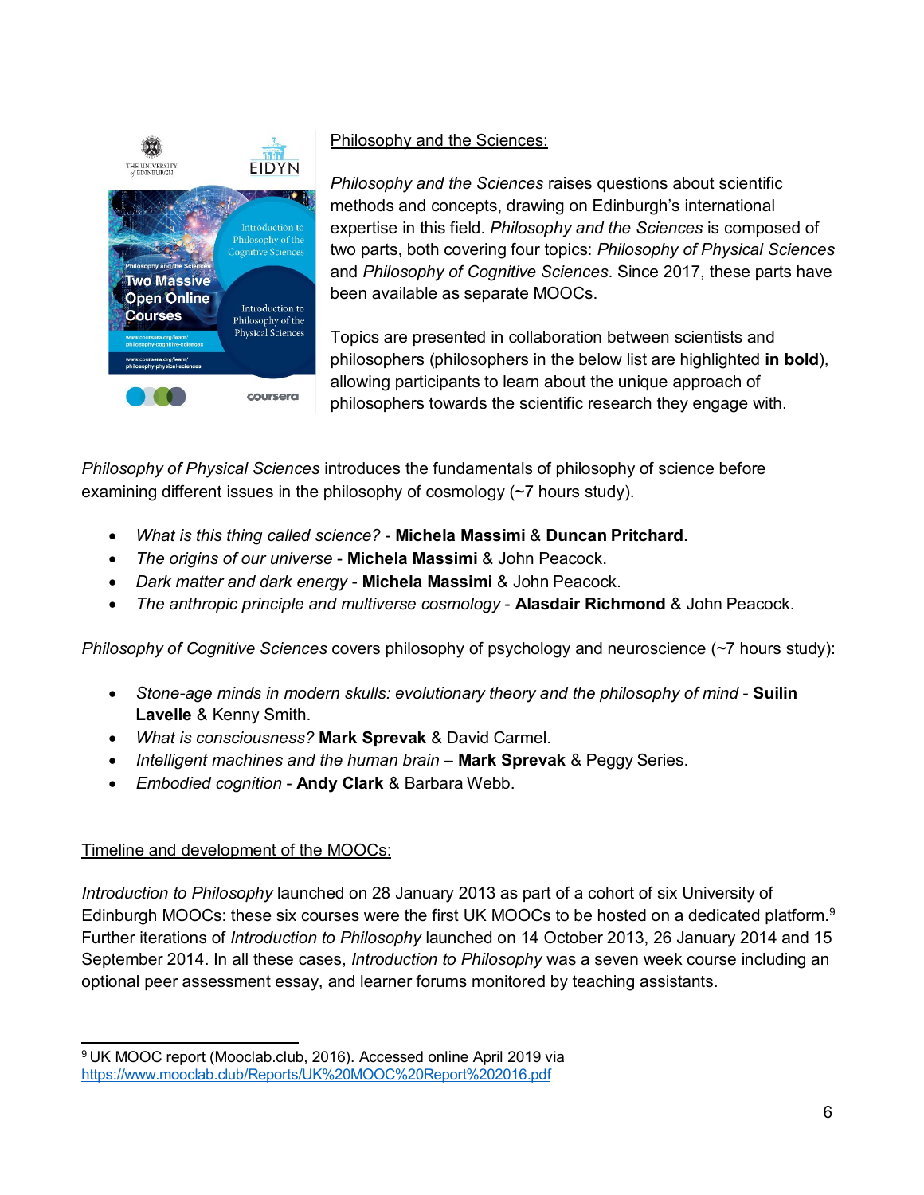Philosophy and the Sciences:

*Philosophy and the Sciences* raises questions about scientific methods and concepts, drawing on Edinburgh's international expertise in this field. *Philosophy and the Sciences* is composed of two parts, both covering four topics: *Philosophy of Physical Sciences* and *Philosophy of Cognitive Sciences*. Since 2017, these parts have been available as separate MOOCs.

Topics are presented in collaboration between scientists and philosophers (philosophers in the below list are highlighted **in bold**), allowing participants to learn about the unique approach of philosophers towards the scientific research they engage with.

*Philosophy of Physical Sciences* introduces the fundamentals of philosophy of science before examining different issues in the philosophy of cosmology (~7 hours study).

- *What is this thing called science?* - **Michela Massimi** & **Duncan Pritchard**.
- *The origins of our universe* - **Michela Massimi** & John Peacock.
- *Dark matter and dark energy* - **Michela Massimi** & John Peacock.
- *The anthropic principle and multiverse cosmology* - **Alasdair Richmond** & John Peacock.

*Philosophy of Cognitive Sciences* covers philosophy of psychology and neuroscience (~7 hours study):

- *Stone-age minds in modern skulls: evolutionary theory and the philosophy of mind* - **Suilin Lavelle** & Kenny Smith.
- *What is consciousness?* **Mark Sprevak** & David Carmel.
- *Intelligent machines and the human brain* – **Mark Sprevak** & Peggy Series.
- *Embodied cognition* - **Andy Clark** & Barbara Webb.

Timeline and development of the MOOCs:

*Introduction to Philosophy* launched on 28 January 2013 as part of a cohort of six University of Edinburgh MOOCs: these six courses were the first UK MOOCs to be hosted on a dedicated platform.[9] Further iterations of *Introduction to Philosophy* launched on 14 October 2013, 26 January 2014 and 15 September 2014. In all these cases, *Introduction to Philosophy* was a seven week course including an optional peer assessment essay, and learner forums monitored by teaching assistants.

[9] UK MOOC report (Mooclab.club, 2016). Accessed online April 2019 via https://www.mooclab.club/Reports/UK%20MOOC%20Report%202016.pdf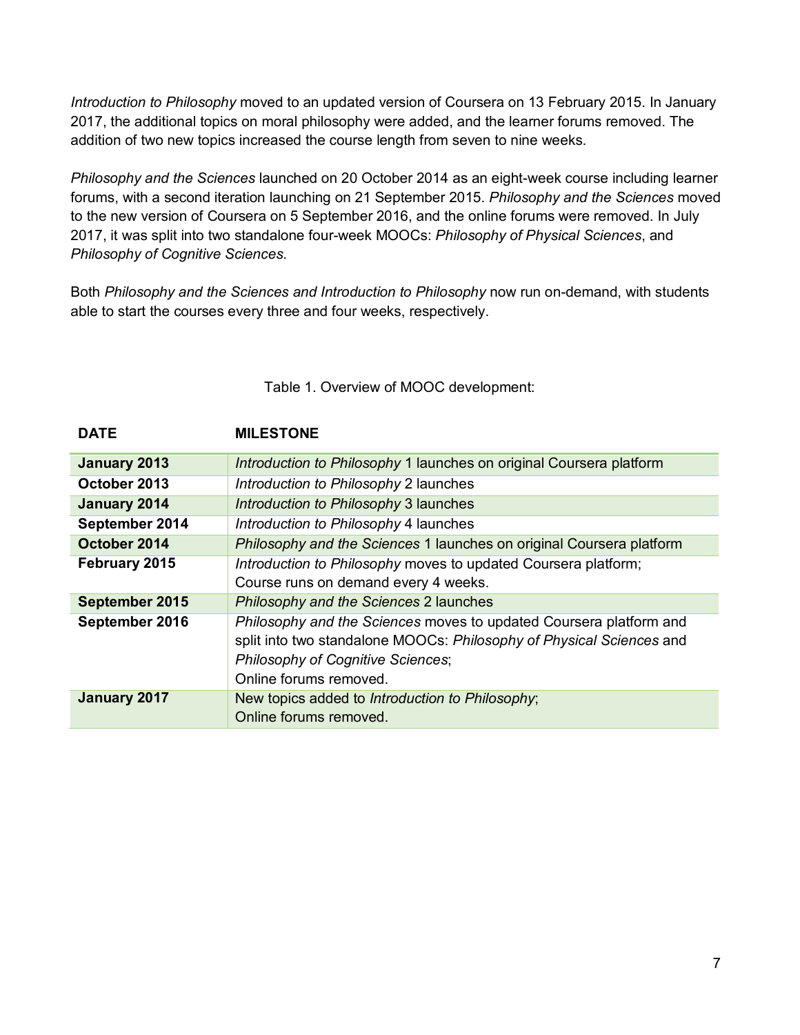*Introduction to Philosophy* moved to an updated version of Coursera on 13 February 2015. In January 2017, the additional topics on moral philosophy were added, and the learner forums removed. The addition of two new topics increased the course length from seven to nine weeks.

*Philosophy and the Sciences* launched on 20 October 2014 as an eight-week course including learner forums, with a second iteration launching on 21 September 2015. *Philosophy and the Sciences* moved to the new version of Coursera on 5 September 2016, and the online forums were removed. In July 2017, it was split into two standalone four-week MOOCs: *Philosophy of Physical Sciences*, and *Philosophy of Cognitive Sciences*.

Both *Philosophy and the Sciences and Introduction to Philosophy* now run on-demand, with students able to start the courses every three and four weeks, respectively.

Table 1. Overview of MOOC development:

| DATE | MILESTONE |
|---|---|
| **January 2013** | *Introduction to Philosophy* 1 launches on original Coursera platform |
| **October 2013** | *Introduction to Philosophy* 2 launches |
| **January 2014** | *Introduction to Philosophy* 3 launches |
| **September 2014** | *Introduction to Philosophy* 4 launches |
| **October 2014** | *Philosophy and the Sciences* 1 launches on original Coursera platform |
| **February 2015** | *Introduction to Philosophy* moves to updated Coursera platform; Course runs on demand every 4 weeks. |
| **September 2015** | *Philosophy and the Sciences* 2 launches |
| **September 2016** | *Philosophy and the Sciences* moves to updated Coursera platform and split into two standalone MOOCs: *Philosophy of Physical Sciences* and *Philosophy of Cognitive Sciences*; Online forums removed. |
| **January 2017** | New topics added to *Introduction to Philosophy*; Online forums removed. |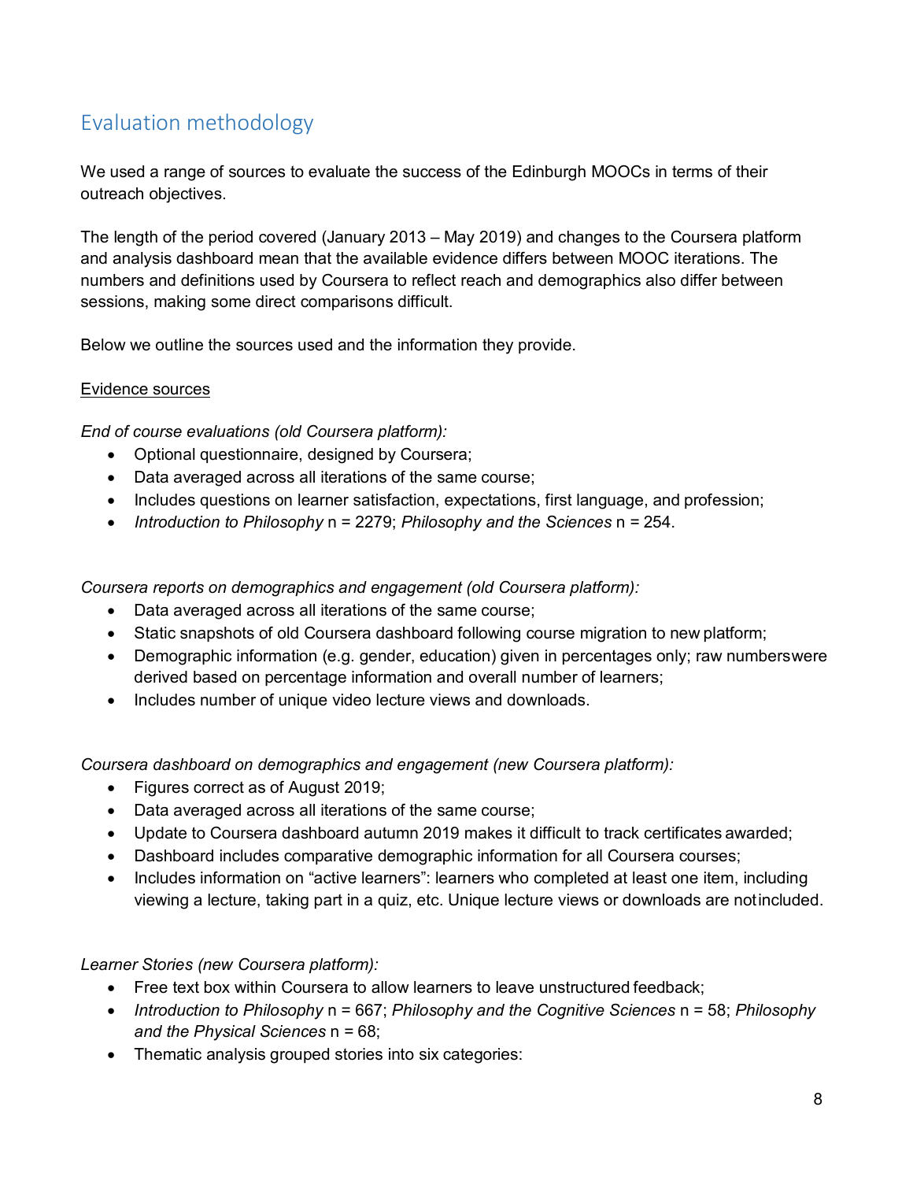## Evaluation methodology

We used a range of sources to evaluate the success of the Edinburgh MOOCs in terms of their outreach objectives.

The length of the period covered (January 2013 – May 2019) and changes to the Coursera platform and analysis dashboard mean that the available evidence differs between MOOC iterations. The numbers and definitions used by Coursera to reflect reach and demographics also differ between sessions, making some direct comparisons difficult.

Below we outline the sources used and the information they provide.

<u>Evidence sources</u>

*End of course evaluations (old Coursera platform):*

- Optional questionnaire, designed by Coursera;
- Data averaged across all iterations of the same course;
- Includes questions on learner satisfaction, expectations, first language, and profession;
- *Introduction to Philosophy* n = 2279; *Philosophy and the Sciences* n = 254.

*Coursera reports on demographics and engagement (old Coursera platform):*

- Data averaged across all iterations of the same course;
- Static snapshots of old Coursera dashboard following course migration to new platform;
- Demographic information (e.g. gender, education) given in percentages only; raw numbers were derived based on percentage information and overall number of learners;
- Includes number of unique video lecture views and downloads.

*Coursera dashboard on demographics and engagement (new Coursera platform):*

- Figures correct as of August 2019;
- Data averaged across all iterations of the same course;
- Update to Coursera dashboard autumn 2019 makes it difficult to track certificates awarded;
- Dashboard includes comparative demographic information for all Coursera courses;
- Includes information on "active learners": learners who completed at least one item, including viewing a lecture, taking part in a quiz, etc. Unique lecture views or downloads are not included.

*Learner Stories (new Coursera platform):*

- Free text box within Coursera to allow learners to leave unstructured feedback;
- *Introduction to Philosophy* n = 667; *Philosophy and the Cognitive Sciences* n = 58; *Philosophy and the Physical Sciences* n = 68;
- Thematic analysis grouped stories into six categories: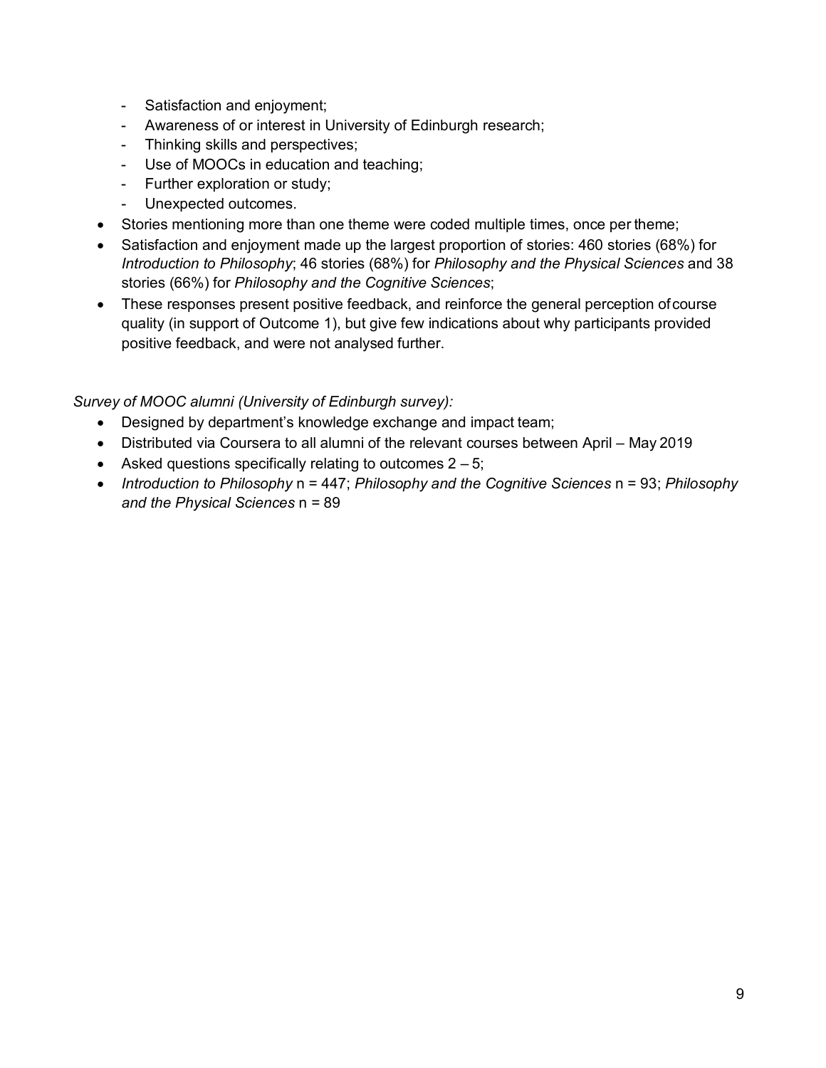- Satisfaction and enjoyment;
  - Awareness of or interest in University of Edinburgh research;
  - Thinking skills and perspectives;
  - Use of MOOCs in education and teaching;
  - Further exploration or study;
  - Unexpected outcomes.
- Stories mentioning more than one theme were coded multiple times, once per theme;
- Satisfaction and enjoyment made up the largest proportion of stories: 460 stories (68%) for *Introduction to Philosophy*; 46 stories (68%) for *Philosophy and the Physical Sciences* and 38 stories (66%) for *Philosophy and the Cognitive Sciences*;
- These responses present positive feedback, and reinforce the general perception of course quality (in support of Outcome 1), but give few indications about why participants provided positive feedback, and were not analysed further.

*Survey of MOOC alumni (University of Edinburgh survey):*

- Designed by department's knowledge exchange and impact team;
- Distributed via Coursera to all alumni of the relevant courses between April – May 2019
- Asked questions specifically relating to outcomes 2 – 5;
- *Introduction to Philosophy* n = 447; *Philosophy and the Cognitive Sciences* n = 93; *Philosophy and the Physical Sciences* n = 89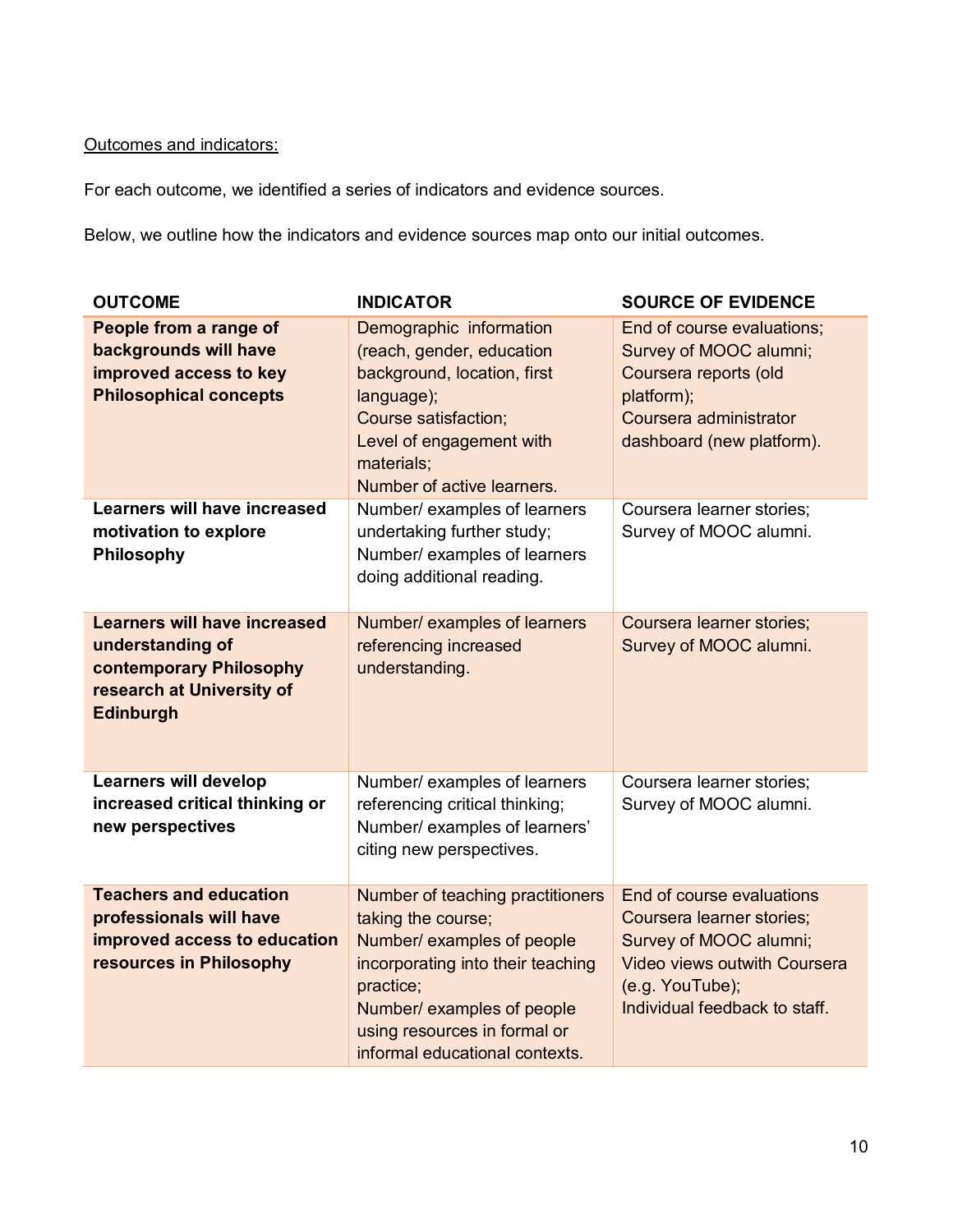Outcomes and indicators:

For each outcome, we identified a series of indicators and evidence sources.

Below, we outline how the indicators and evidence sources map onto our initial outcomes.

| OUTCOME | INDICATOR | SOURCE OF EVIDENCE |
| --- | --- | --- |
| **People from a range of backgrounds will have improved access to key Philosophical concepts** | Demographic information (reach, gender, education background, location, first language);<br>Course satisfaction;<br>Level of engagement with materials;<br>Number of active learners. | End of course evaluations;<br>Survey of MOOC alumni;<br>Coursera reports (old platform);<br>Coursera administrator dashboard (new platform). |
| **Learners will have increased motivation to explore Philosophy** | Number/ examples of learners undertaking further study;<br>Number/ examples of learners doing additional reading. | Coursera learner stories;<br>Survey of MOOC alumni. |
| **Learners will have increased understanding of contemporary Philosophy research at University of Edinburgh** | Number/ examples of learners referencing increased understanding. | Coursera learner stories;<br>Survey of MOOC alumni. |
| **Learners will develop increased critical thinking or new perspectives** | Number/ examples of learners referencing critical thinking;<br>Number/ examples of learners' citing new perspectives. | Coursera learner stories;<br>Survey of MOOC alumni. |
| **Teachers and education professionals will have improved access to education resources in Philosophy** | Number of teaching practitioners taking the course;<br>Number/ examples of people incorporating into their teaching practice;<br>Number/ examples of people using resources in formal or informal educational contexts. | End of course evaluations<br>Coursera learner stories;<br>Survey of MOOC alumni;<br>Video views outwith Coursera (e.g. YouTube);<br>Individual feedback to staff. |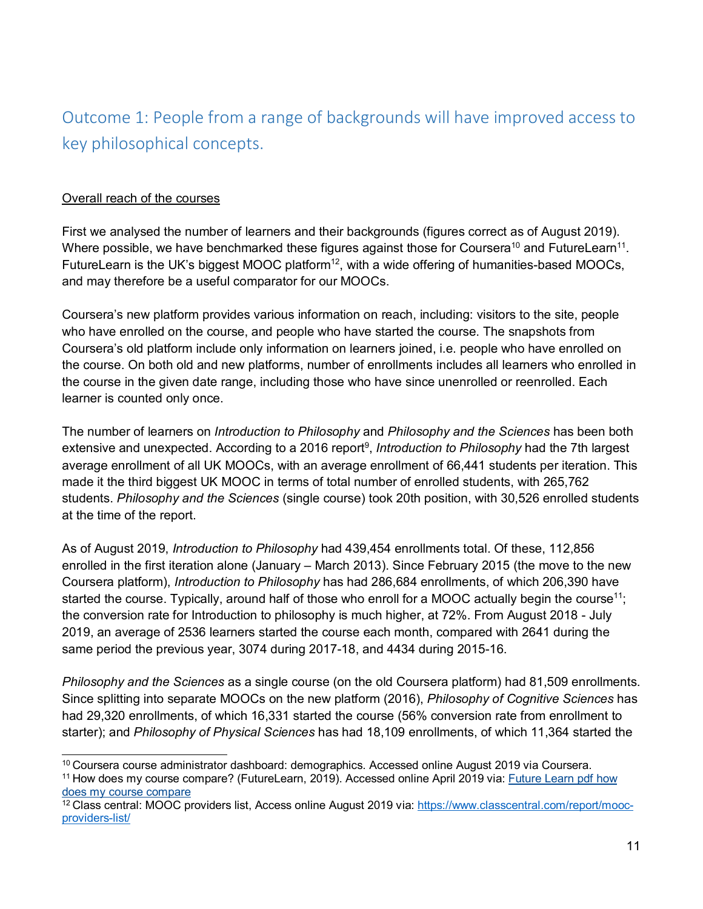## Outcome 1: People from a range of backgrounds will have improved access to key philosophical concepts.

Overall reach of the courses

First we analysed the number of learners and their backgrounds (figures correct as of August 2019). Where possible, we have benchmarked these figures against those for Coursera[10] and FutureLearn[11]. FutureLearn is the UK's biggest MOOC platform[12], with a wide offering of humanities-based MOOCs, and may therefore be a useful comparator for our MOOCs.

Coursera's new platform provides various information on reach, including: visitors to the site, people who have enrolled on the course, and people who have started the course. The snapshots from Coursera's old platform include only information on learners joined, i.e. people who have enrolled on the course. On both old and new platforms, number of enrollments includes all learners who enrolled in the course in the given date range, including those who have since unenrolled or reenrolled. Each learner is counted only once.

The number of learners on *Introduction to Philosophy* and *Philosophy and the Sciences* has been both extensive and unexpected. According to a 2016 report[9], *Introduction to Philosophy* had the 7th largest average enrollment of all UK MOOCs, with an average enrollment of 66,441 students per iteration. This made it the third biggest UK MOOC in terms of total number of enrolled students, with 265,762 students. *Philosophy and the Sciences* (single course) took 20th position, with 30,526 enrolled students at the time of the report.

As of August 2019, *Introduction to Philosophy* had 439,454 enrollments total. Of these, 112,856 enrolled in the first iteration alone (January – March 2013). Since February 2015 (the move to the new Coursera platform), *Introduction to Philosophy* has had 286,684 enrollments, of which 206,390 have started the course. Typically, around half of those who enroll for a MOOC actually begin the course[11]; the conversion rate for Introduction to philosophy is much higher, at 72%. From August 2018 - July 2019, an average of 2536 learners started the course each month, compared with 2641 during the same period the previous year, 3074 during 2017-18, and 4434 during 2015-16.

*Philosophy and the Sciences* as a single course (on the old Coursera platform) had 81,509 enrollments. Since splitting into separate MOOCs on the new platform (2016), *Philosophy of Cognitive Sciences* has had 29,320 enrollments, of which 16,331 started the course (56% conversion rate from enrollment to starter); and *Philosophy of Physical Sciences* has had 18,109 enrollments, of which 11,364 started the

[10] Coursera course administrator dashboard: demographics. Accessed online August 2019 via Coursera.

[11] How does my course compare? (FutureLearn, 2019). Accessed online April 2019 via: Future Learn pdf how does my course compare

[12] Class central: MOOC providers list, Access online August 2019 via: https://www.classcentral.com/report/mooc-providers-list/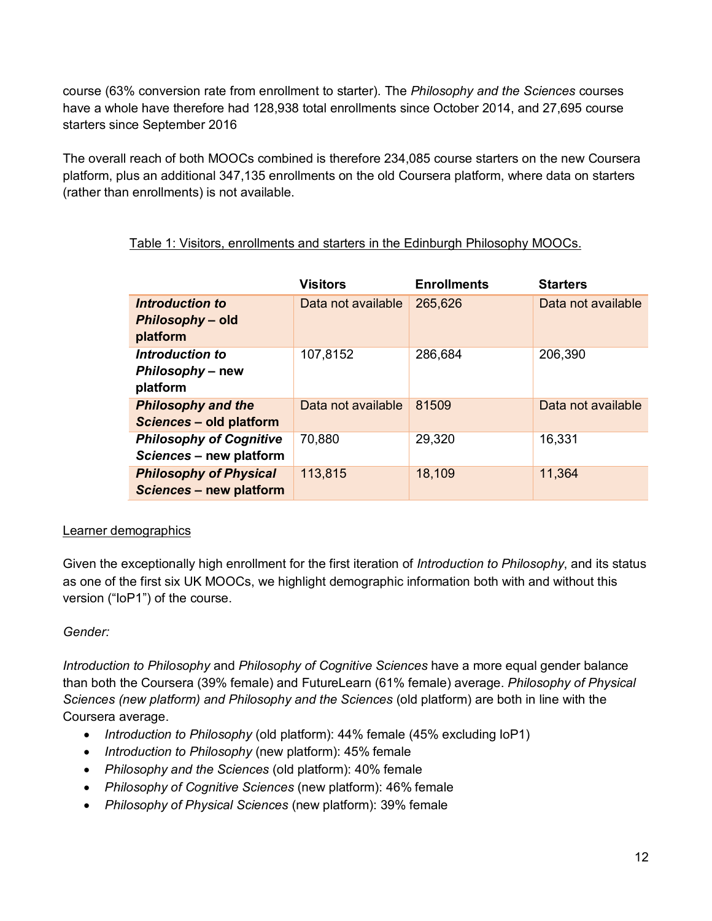course (63% conversion rate from enrollment to starter). The *Philosophy and the Sciences* courses have a whole have therefore had 128,938 total enrollments since October 2014, and 27,695 course starters since September 2016

The overall reach of both MOOCs combined is therefore 234,085 course starters on the new Coursera platform, plus an additional 347,135 enrollments on the old Coursera platform, where data on starters (rather than enrollments) is not available.

Table 1: Visitors, enrollments and starters in the Edinburgh Philosophy MOOCs.

| | Visitors | Enrollments | Starters |
|---|---|---|---|
| ***Introduction to Philosophy* – old platform** | Data not available | 265,626 | Data not available |
| ***Introduction to Philosophy* – new platform** | 107,8152 | 286,684 | 206,390 |
| ***Philosophy and the Sciences* – old platform** | Data not available | 81509 | Data not available |
| ***Philosophy of Cognitive Sciences* – new platform** | 70,880 | 29,320 | 16,331 |
| ***Philosophy of Physical Sciences* – new platform** | 113,815 | 18,109 | 11,364 |

Learner demographics

Given the exceptionally high enrollment for the first iteration of *Introduction to Philosophy*, and its status as one of the first six UK MOOCs, we highlight demographic information both with and without this version ("IoP1") of the course.

*Gender:*

*Introduction to Philosophy* and *Philosophy of Cognitive Sciences* have a more equal gender balance than both the Coursera (39% female) and FutureLearn (61% female) average. *Philosophy of Physical Sciences (new platform) and Philosophy and the Sciences* (old platform) are both in line with the Coursera average.

- *Introduction to Philosophy* (old platform): 44% female (45% excluding IoP1)
- *Introduction to Philosophy* (new platform): 45% female
- *Philosophy and the Sciences* (old platform): 40% female
- *Philosophy of Cognitive Sciences* (new platform): 46% female
- *Philosophy of Physical Sciences* (new platform): 39% female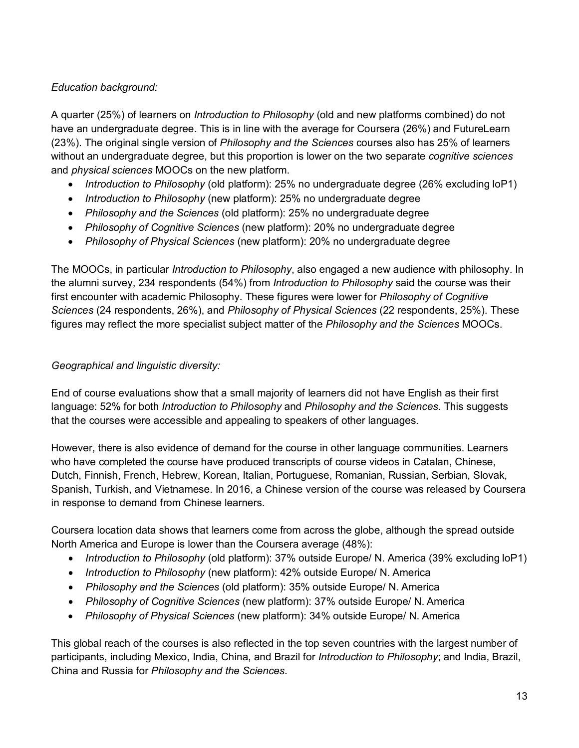*Education background:*

A quarter (25%) of learners on *Introduction to Philosophy* (old and new platforms combined) do not have an undergraduate degree. This is in line with the average for Coursera (26%) and FutureLearn (23%). The original single version of *Philosophy and the Sciences* courses also has 25% of learners without an undergraduate degree, but this proportion is lower on the two separate *cognitive sciences* and *physical sciences* MOOCs on the new platform.

- *Introduction to Philosophy* (old platform): 25% no undergraduate degree (26% excluding IoP1)
- *Introduction to Philosophy* (new platform): 25% no undergraduate degree
- *Philosophy and the Sciences* (old platform): 25% no undergraduate degree
- *Philosophy of Cognitive Sciences* (new platform): 20% no undergraduate degree
- *Philosophy of Physical Sciences* (new platform): 20% no undergraduate degree

The MOOCs, in particular *Introduction to Philosophy*, also engaged a new audience with philosophy. In the alumni survey, 234 respondents (54%) from *Introduction to Philosophy* said the course was their first encounter with academic Philosophy. These figures were lower for *Philosophy of Cognitive Sciences* (24 respondents, 26%), and *Philosophy of Physical Sciences* (22 respondents, 25%). These figures may reflect the more specialist subject matter of the *Philosophy and the Sciences* MOOCs.

*Geographical and linguistic diversity:*

End of course evaluations show that a small majority of learners did not have English as their first language: 52% for both *Introduction to Philosophy* and *Philosophy and the Sciences*. This suggests that the courses were accessible and appealing to speakers of other languages.

However, there is also evidence of demand for the course in other language communities. Learners who have completed the course have produced transcripts of course videos in Catalan, Chinese, Dutch, Finnish, French, Hebrew, Korean, Italian, Portuguese, Romanian, Russian, Serbian, Slovak, Spanish, Turkish, and Vietnamese. In 2016, a Chinese version of the course was released by Coursera in response to demand from Chinese learners.

Coursera location data shows that learners come from across the globe, although the spread outside North America and Europe is lower than the Coursera average (48%):

- *Introduction to Philosophy* (old platform): 37% outside Europe/ N. America (39% excluding IoP1)
- *Introduction to Philosophy* (new platform): 42% outside Europe/ N. America
- *Philosophy and the Sciences* (old platform): 35% outside Europe/ N. America
- *Philosophy of Cognitive Sciences* (new platform): 37% outside Europe/ N. America
- *Philosophy of Physical Sciences* (new platform): 34% outside Europe/ N. America

This global reach of the courses is also reflected in the top seven countries with the largest number of participants, including Mexico, India, China, and Brazil for *Introduction to Philosophy*; and India, Brazil, China and Russia for *Philosophy and the Sciences*.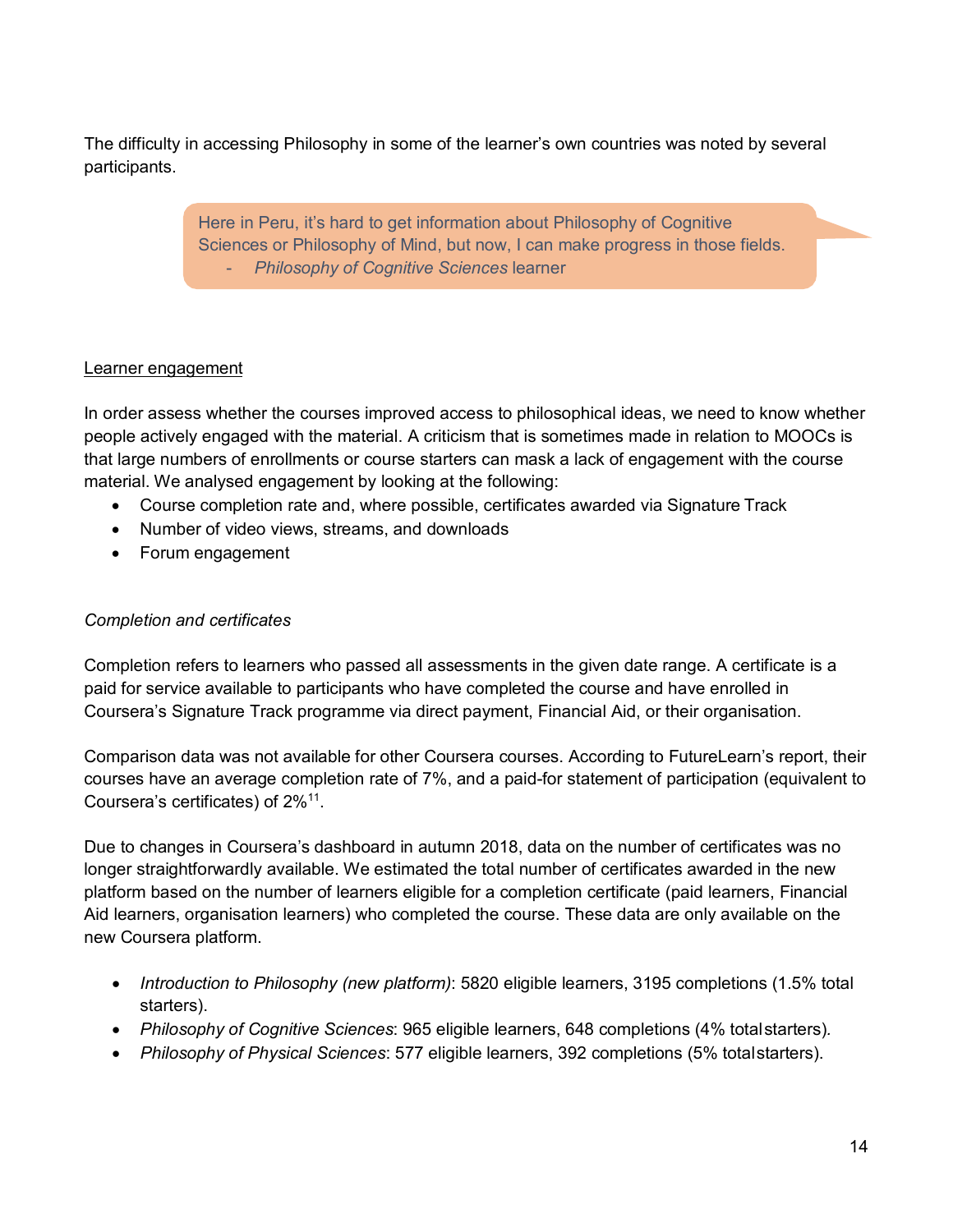The difficulty in accessing Philosophy in some of the learner's own countries was noted by several participants.

> Here in Peru, it's hard to get information about Philosophy of Cognitive Sciences or Philosophy of Mind, but now, I can make progress in those fields.
> - *Philosophy of Cognitive Sciences* learner

<u>Learner engagement</u>

In order assess whether the courses improved access to philosophical ideas, we need to know whether people actively engaged with the material. A criticism that is sometimes made in relation to MOOCs is that large numbers of enrollments or course starters can mask a lack of engagement with the course material. We analysed engagement by looking at the following:

- Course completion rate and, where possible, certificates awarded via Signature Track
- Number of video views, streams, and downloads
- Forum engagement

*Completion and certificates*

Completion refers to learners who passed all assessments in the given date range. A certificate is a paid for service available to participants who have completed the course and have enrolled in Coursera's Signature Track programme via direct payment, Financial Aid, or their organisation.

Comparison data was not available for other Coursera courses. According to FutureLearn's report, their courses have an average completion rate of 7%, and a paid-for statement of participation (equivalent to Coursera's certificates) of 2%[11].

Due to changes in Coursera's dashboard in autumn 2018, data on the number of certificates was no longer straightforwardly available. We estimated the total number of certificates awarded in the new platform based on the number of learners eligible for a completion certificate (paid learners, Financial Aid learners, organisation learners) who completed the course. These data are only available on the new Coursera platform.

- *Introduction to Philosophy (new platform)*: 5820 eligible learners, 3195 completions (1.5% total starters).
- *Philosophy of Cognitive Sciences*: 965 eligible learners, 648 completions (4% total starters).
- *Philosophy of Physical Sciences*: 577 eligible learners, 392 completions (5% total starters).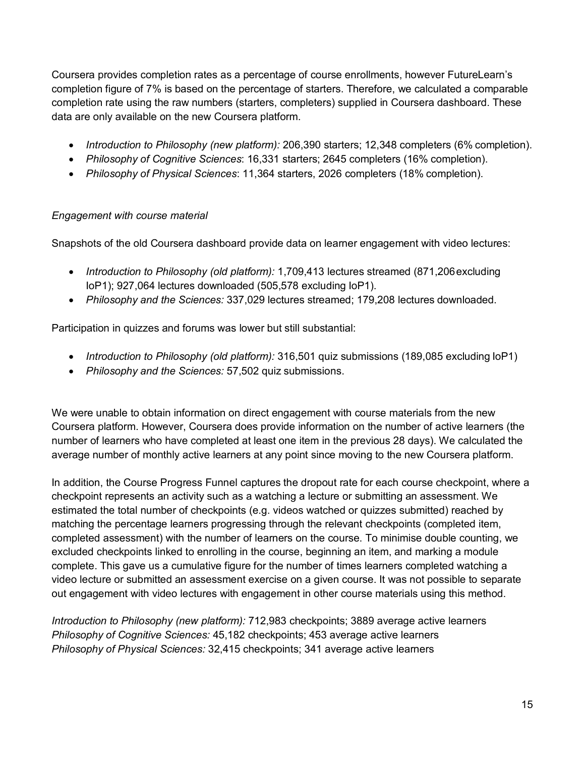Coursera provides completion rates as a percentage of course enrollments, however FutureLearn's completion figure of 7% is based on the percentage of starters. Therefore, we calculated a comparable completion rate using the raw numbers (starters, completers) supplied in Coursera dashboard. These data are only available on the new Coursera platform.

- *Introduction to Philosophy (new platform):* 206,390 starters; 12,348 completers (6% completion).
- *Philosophy of Cognitive Sciences*: 16,331 starters; 2645 completers (16% completion).
- *Philosophy of Physical Sciences*: 11,364 starters, 2026 completers (18% completion).

*Engagement with course material*

Snapshots of the old Coursera dashboard provide data on learner engagement with video lectures:

- *Introduction to Philosophy (old platform):* 1,709,413 lectures streamed (871,206 excluding IoP1); 927,064 lectures downloaded (505,578 excluding IoP1).
- *Philosophy and the Sciences:* 337,029 lectures streamed; 179,208 lectures downloaded.

Participation in quizzes and forums was lower but still substantial:

- *Introduction to Philosophy (old platform):* 316,501 quiz submissions (189,085 excluding IoP1)
- *Philosophy and the Sciences:* 57,502 quiz submissions.

We were unable to obtain information on direct engagement with course materials from the new Coursera platform. However, Coursera does provide information on the number of active learners (the number of learners who have completed at least one item in the previous 28 days). We calculated the average number of monthly active learners at any point since moving to the new Coursera platform.

In addition, the Course Progress Funnel captures the dropout rate for each course checkpoint, where a checkpoint represents an activity such as a watching a lecture or submitting an assessment. We estimated the total number of checkpoints (e.g. videos watched or quizzes submitted) reached by matching the percentage learners progressing through the relevant checkpoints (completed item, completed assessment) with the number of learners on the course. To minimise double counting, we excluded checkpoints linked to enrolling in the course, beginning an item, and marking a module complete. This gave us a cumulative figure for the number of times learners completed watching a video lecture or submitted an assessment exercise on a given course. It was not possible to separate out engagement with video lectures with engagement in other course materials using this method.

*Introduction to Philosophy (new platform):* 712,983 checkpoints; 3889 average active learners
*Philosophy of Cognitive Sciences:* 45,182 checkpoints; 453 average active learners
*Philosophy of Physical Sciences:* 32,415 checkpoints; 341 average active learners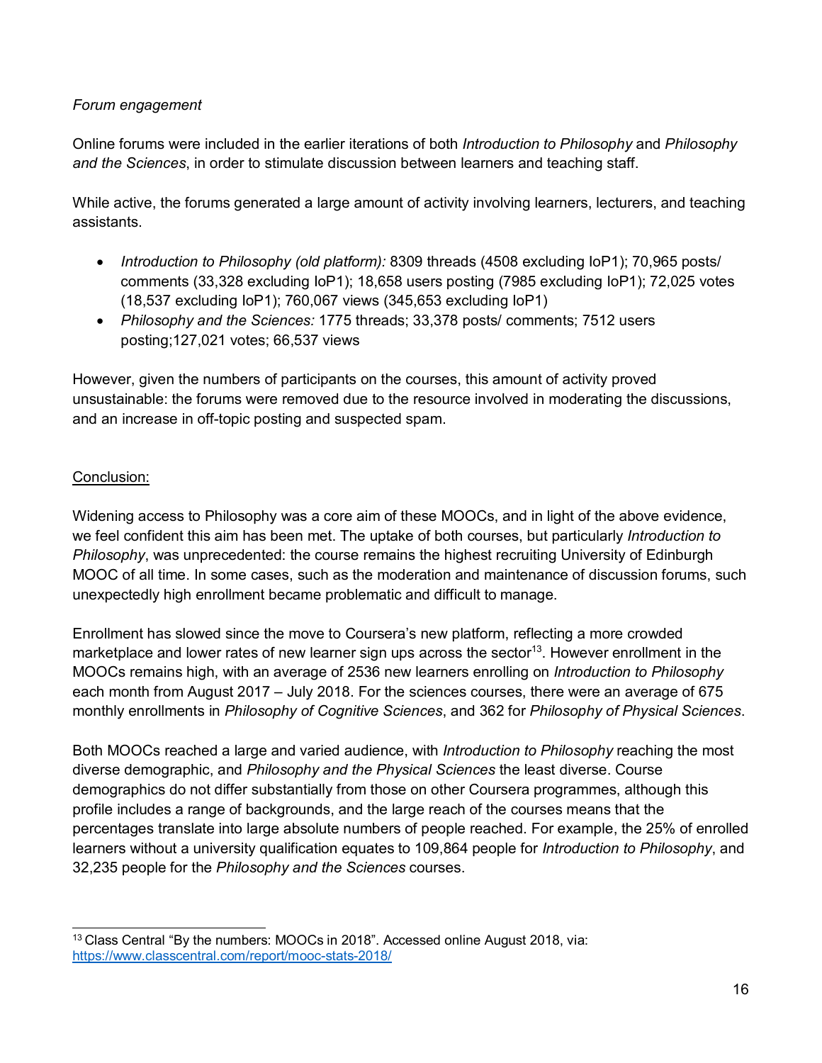*Forum engagement*

Online forums were included in the earlier iterations of both *Introduction to Philosophy* and *Philosophy and the Sciences*, in order to stimulate discussion between learners and teaching staff.

While active, the forums generated a large amount of activity involving learners, lecturers, and teaching assistants.

- *Introduction to Philosophy (old platform):* 8309 threads (4508 excluding IoP1); 70,965 posts/ comments (33,328 excluding IoP1); 18,658 users posting (7985 excluding IoP1); 72,025 votes (18,537 excluding IoP1); 760,067 views (345,653 excluding IoP1)
- *Philosophy and the Sciences:* 1775 threads; 33,378 posts/ comments; 7512 users posting;127,021 votes; 66,537 views

However, given the numbers of participants on the courses, this amount of activity proved unsustainable: the forums were removed due to the resource involved in moderating the discussions, and an increase in off-topic posting and suspected spam.

## Conclusion:

Widening access to Philosophy was a core aim of these MOOCs, and in light of the above evidence, we feel confident this aim has been met. The uptake of both courses, but particularly *Introduction to Philosophy*, was unprecedented: the course remains the highest recruiting University of Edinburgh MOOC of all time. In some cases, such as the moderation and maintenance of discussion forums, such unexpectedly high enrollment became problematic and difficult to manage.

Enrollment has slowed since the move to Coursera's new platform, reflecting a more crowded marketplace and lower rates of new learner sign ups across the sector[13]. However enrollment in the MOOCs remains high, with an average of 2536 new learners enrolling on *Introduction to Philosophy* each month from August 2017 – July 2018. For the sciences courses, there were an average of 675 monthly enrollments in *Philosophy of Cognitive Sciences*, and 362 for *Philosophy of Physical Sciences*.

Both MOOCs reached a large and varied audience, with *Introduction to Philosophy* reaching the most diverse demographic, and *Philosophy and the Physical Sciences* the least diverse. Course demographics do not differ substantially from those on other Coursera programmes, although this profile includes a range of backgrounds, and the large reach of the courses means that the percentages translate into large absolute numbers of people reached. For example, the 25% of enrolled learners without a university qualification equates to 109,864 people for *Introduction to Philosophy*, and 32,235 people for the *Philosophy and the Sciences* courses.

---

[13] Class Central "By the numbers: MOOCs in 2018". Accessed online August 2018, via: https://www.classcentral.com/report/mooc-stats-2018/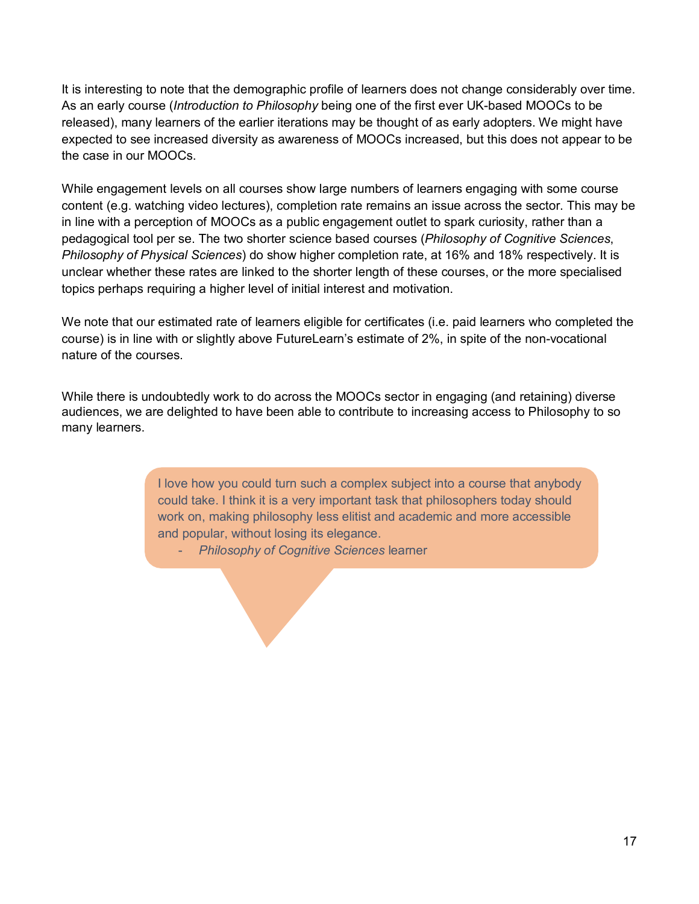It is interesting to note that the demographic profile of learners does not change considerably over time. As an early course (*Introduction to Philosophy* being one of the first ever UK-based MOOCs to be released), many learners of the earlier iterations may be thought of as early adopters. We might have expected to see increased diversity as awareness of MOOCs increased, but this does not appear to be the case in our MOOCs.

While engagement levels on all courses show large numbers of learners engaging with some course content (e.g. watching video lectures), completion rate remains an issue across the sector. This may be in line with a perception of MOOCs as a public engagement outlet to spark curiosity, rather than a pedagogical tool per se. The two shorter science based courses (*Philosophy of Cognitive Sciences*, *Philosophy of Physical Sciences*) do show higher completion rate, at 16% and 18% respectively. It is unclear whether these rates are linked to the shorter length of these courses, or the more specialised topics perhaps requiring a higher level of initial interest and motivation.

We note that our estimated rate of learners eligible for certificates (i.e. paid learners who completed the course) is in line with or slightly above FutureLearn's estimate of 2%, in spite of the non-vocational nature of the courses.

While there is undoubtedly work to do across the MOOCs sector in engaging (and retaining) diverse audiences, we are delighted to have been able to contribute to increasing access to Philosophy to so many learners.

> I love how you could turn such a complex subject into a course that anybody could take. I think it is a very important task that philosophers today should work on, making philosophy less elitist and academic and more accessible and popular, without losing its elegance.
>
> - *Philosophy of Cognitive Sciences* learner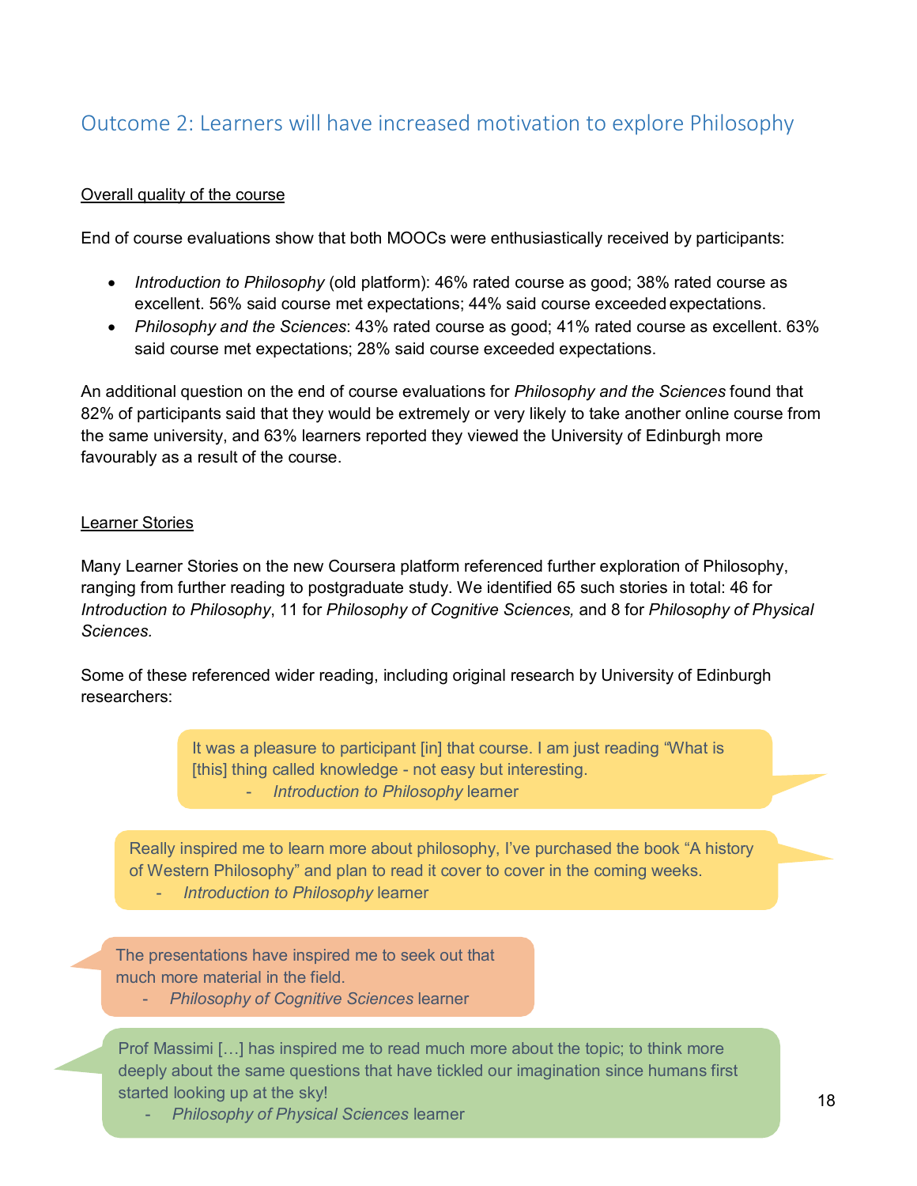## Outcome 2: Learners will have increased motivation to explore Philosophy

Overall quality of the course

End of course evaluations show that both MOOCs were enthusiastically received by participants:

- *Introduction to Philosophy* (old platform): 46% rated course as good; 38% rated course as excellent. 56% said course met expectations; 44% said course exceeded expectations.
- *Philosophy and the Sciences*: 43% rated course as good; 41% rated course as excellent. 63% said course met expectations; 28% said course exceeded expectations.

An additional question on the end of course evaluations for *Philosophy and the Sciences* found that 82% of participants said that they would be extremely or very likely to take another online course from the same university, and 63% learners reported they viewed the University of Edinburgh more favourably as a result of the course.

Learner Stories

Many Learner Stories on the new Coursera platform referenced further exploration of Philosophy, ranging from further reading to postgraduate study. We identified 65 such stories in total: 46 for *Introduction to Philosophy*, 11 for *Philosophy of Cognitive Sciences,* and 8 for *Philosophy of Physical Sciences.*

Some of these referenced wider reading, including original research by University of Edinburgh researchers:

> It was a pleasure to participant [in] that course. I am just reading "What is [this] thing called knowledge - not easy but interesting.
> - *Introduction to Philosophy* learner

> Really inspired me to learn more about philosophy, I've purchased the book "A history of Western Philosophy" and plan to read it cover to cover in the coming weeks.
> - *Introduction to Philosophy* learner

> The presentations have inspired me to seek out that much more material in the field.
> - *Philosophy of Cognitive Sciences* learner

> Prof Massimi […] has inspired me to read much more about the topic; to think more deeply about the same questions that have tickled our imagination since humans first started looking up at the sky!
> - *Philosophy of Physical Sciences* learner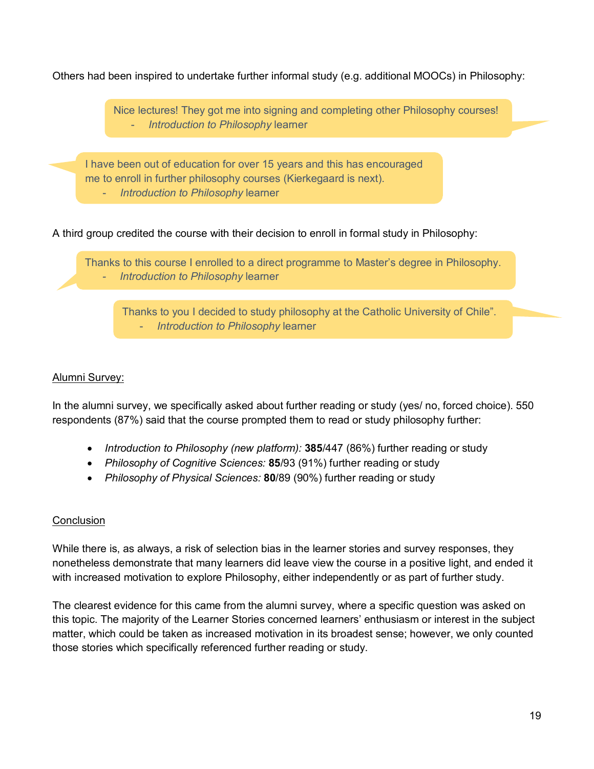Others had been inspired to undertake further informal study (e.g. additional MOOCs) in Philosophy:

> Nice lectures! They got me into signing and completing other Philosophy courses!
> - *Introduction to Philosophy* learner

> I have been out of education for over 15 years and this has encouraged me to enroll in further philosophy courses (Kierkegaard is next).
> - *Introduction to Philosophy* learner

A third group credited the course with their decision to enroll in formal study in Philosophy:

> Thanks to this course I enrolled to a direct programme to Master's degree in Philosophy.
> - *Introduction to Philosophy* learner

> Thanks to you I decided to study philosophy at the Catholic University of Chile".
> - *Introduction to Philosophy* learner

Alumni Survey:

In the alumni survey, we specifically asked about further reading or study (yes/ no, forced choice). 550 respondents (87%) said that the course prompted them to read or study philosophy further:

- *Introduction to Philosophy (new platform):* **385**/447 (86%) further reading or study
- *Philosophy of Cognitive Sciences:* **85**/93 (91%) further reading or study
- *Philosophy of Physical Sciences:* **80**/89 (90%) further reading or study

Conclusion

While there is, as always, a risk of selection bias in the learner stories and survey responses, they nonetheless demonstrate that many learners did leave view the course in a positive light, and ended it with increased motivation to explore Philosophy, either independently or as part of further study.

The clearest evidence for this came from the alumni survey, where a specific question was asked on this topic. The majority of the Learner Stories concerned learners' enthusiasm or interest in the subject matter, which could be taken as increased motivation in its broadest sense; however, we only counted those stories which specifically referenced further reading or study.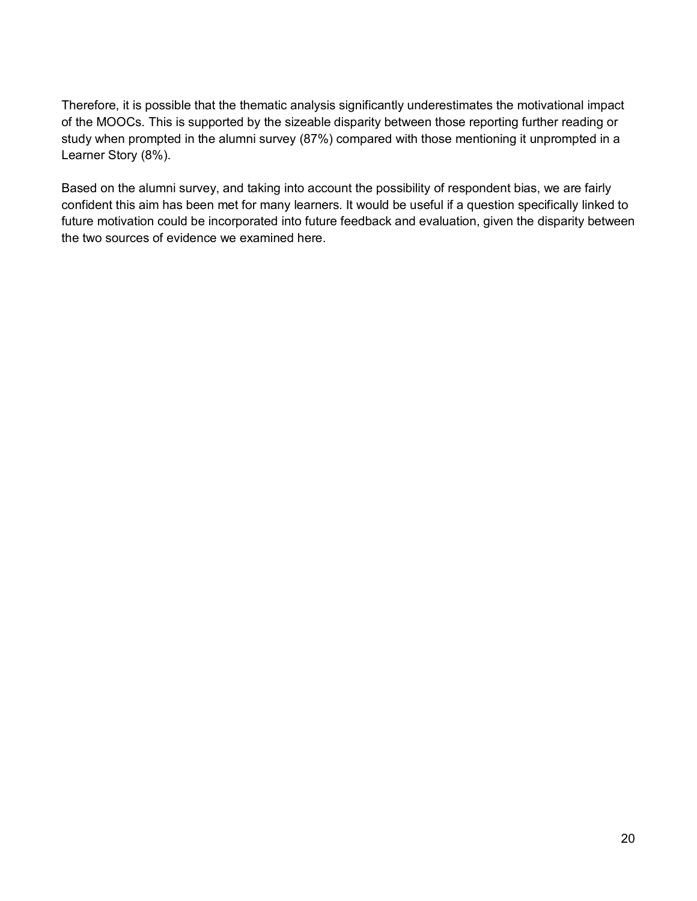Therefore, it is possible that the thematic analysis significantly underestimates the motivational impact of the MOOCs. This is supported by the sizeable disparity between those reporting further reading or study when prompted in the alumni survey (87%) compared with those mentioning it unprompted in a Learner Story (8%).

Based on the alumni survey, and taking into account the possibility of respondent bias, we are fairly confident this aim has been met for many learners. It would be useful if a question specifically linked to future motivation could be incorporated into future feedback and evaluation, given the disparity between the two sources of evidence we examined here.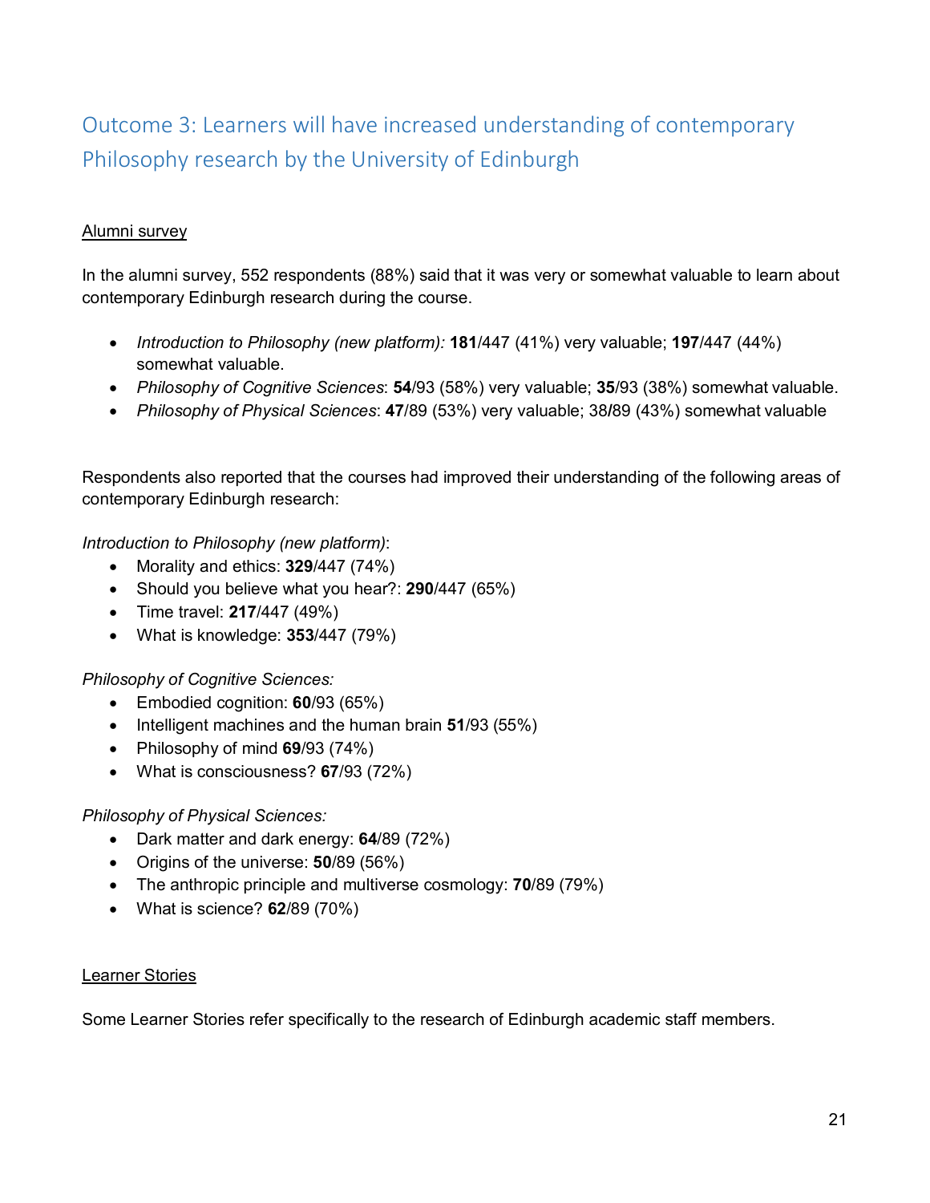## Outcome 3: Learners will have increased understanding of contemporary Philosophy research by the University of Edinburgh

<u>Alumni survey</u>

In the alumni survey, 552 respondents (88%) said that it was very or somewhat valuable to learn about contemporary Edinburgh research during the course.

- *Introduction to Philosophy (new platform):* **181**/447 (41%) very valuable; **197**/447 (44%) somewhat valuable.
- *Philosophy of Cognitive Sciences*: **54**/93 (58%) very valuable; **35**/93 (38%) somewhat valuable.
- *Philosophy of Physical Sciences*: **47**/89 (53%) very valuable; 38/89 (43%) somewhat valuable

Respondents also reported that the courses had improved their understanding of the following areas of contemporary Edinburgh research:

*Introduction to Philosophy (new platform)*:

- Morality and ethics: **329**/447 (74%)
- Should you believe what you hear?: **290**/447 (65%)
- Time travel: **217**/447 (49%)
- What is knowledge: **353**/447 (79%)

*Philosophy of Cognitive Sciences:*

- Embodied cognition: **60**/93 (65%)
- Intelligent machines and the human brain **51**/93 (55%)
- Philosophy of mind **69**/93 (74%)
- What is consciousness? **67**/93 (72%)

*Philosophy of Physical Sciences:*

- Dark matter and dark energy: **64**/89 (72%)
- Origins of the universe: **50**/89 (56%)
- The anthropic principle and multiverse cosmology: **70**/89 (79%)
- What is science? **62**/89 (70%)

<u>Learner Stories</u>

Some Learner Stories refer specifically to the research of Edinburgh academic staff members.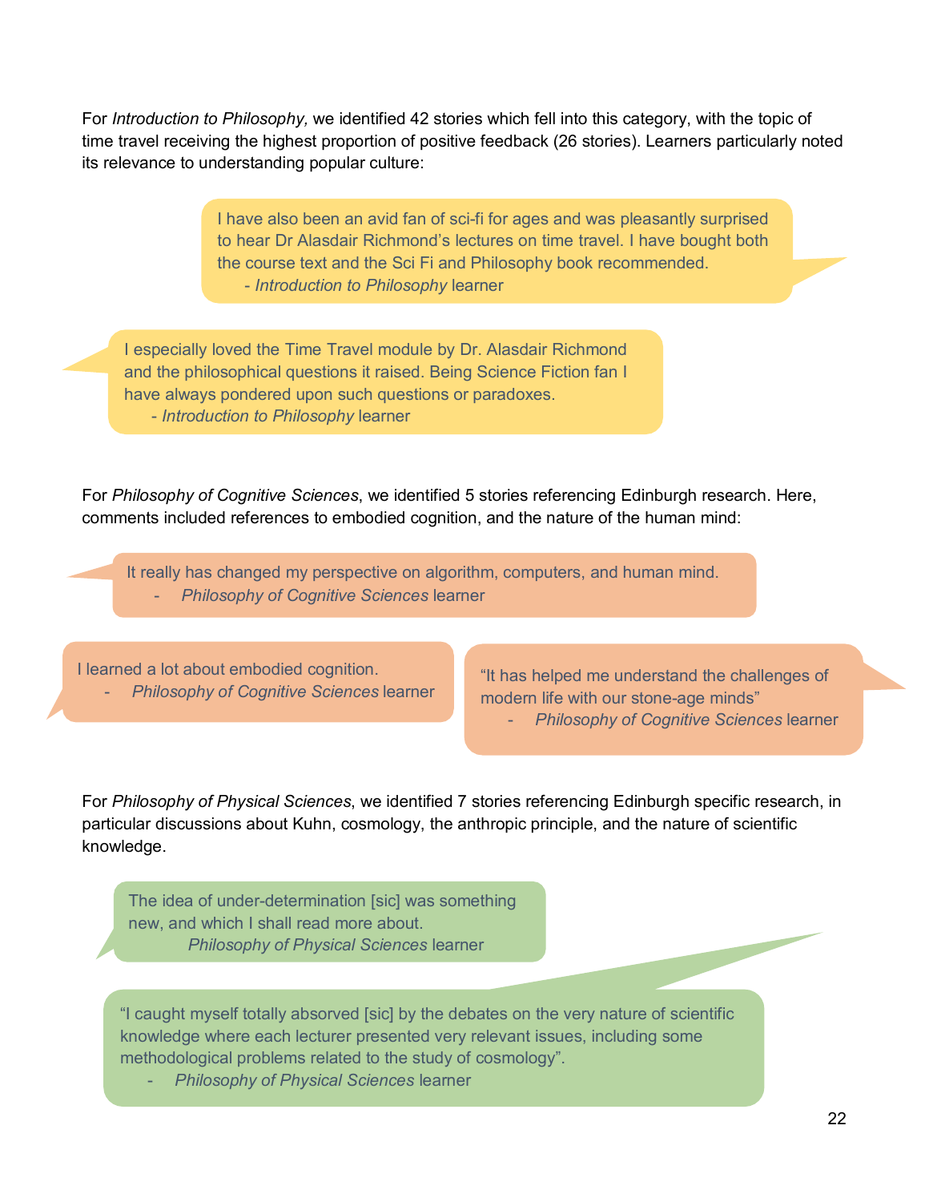For *Introduction to Philosophy,* we identified 42 stories which fell into this category, with the topic of time travel receiving the highest proportion of positive feedback (26 stories). Learners particularly noted its relevance to understanding popular culture:

> I have also been an avid fan of sci-fi for ages and was pleasantly surprised to hear Dr Alasdair Richmond's lectures on time travel. I have bought both the course text and the Sci Fi and Philosophy book recommended.
> - *Introduction to Philosophy* learner

> I especially loved the Time Travel module by Dr. Alasdair Richmond and the philosophical questions it raised. Being Science Fiction fan I have always pondered upon such questions or paradoxes.
> - *Introduction to Philosophy* learner

For *Philosophy of Cognitive Sciences*, we identified 5 stories referencing Edinburgh research. Here, comments included references to embodied cognition, and the nature of the human mind:

> It really has changed my perspective on algorithm, computers, and human mind.
> - *Philosophy of Cognitive Sciences* learner

> I learned a lot about embodied cognition.
> - *Philosophy of Cognitive Sciences* learner

> "It has helped me understand the challenges of modern life with our stone-age minds"
> - *Philosophy of Cognitive Sciences* learner

For *Philosophy of Physical Sciences*, we identified 7 stories referencing Edinburgh specific research, in particular discussions about Kuhn, cosmology, the anthropic principle, and the nature of scientific knowledge.

> The idea of under-determination [sic] was something new, and which I shall read more about.
> *Philosophy of Physical Sciences* learner

> "I caught myself totally absorved [sic] by the debates on the very nature of scientific knowledge where each lecturer presented very relevant issues, including some methodological problems related to the study of cosmology".
> - *Philosophy of Physical Sciences* learner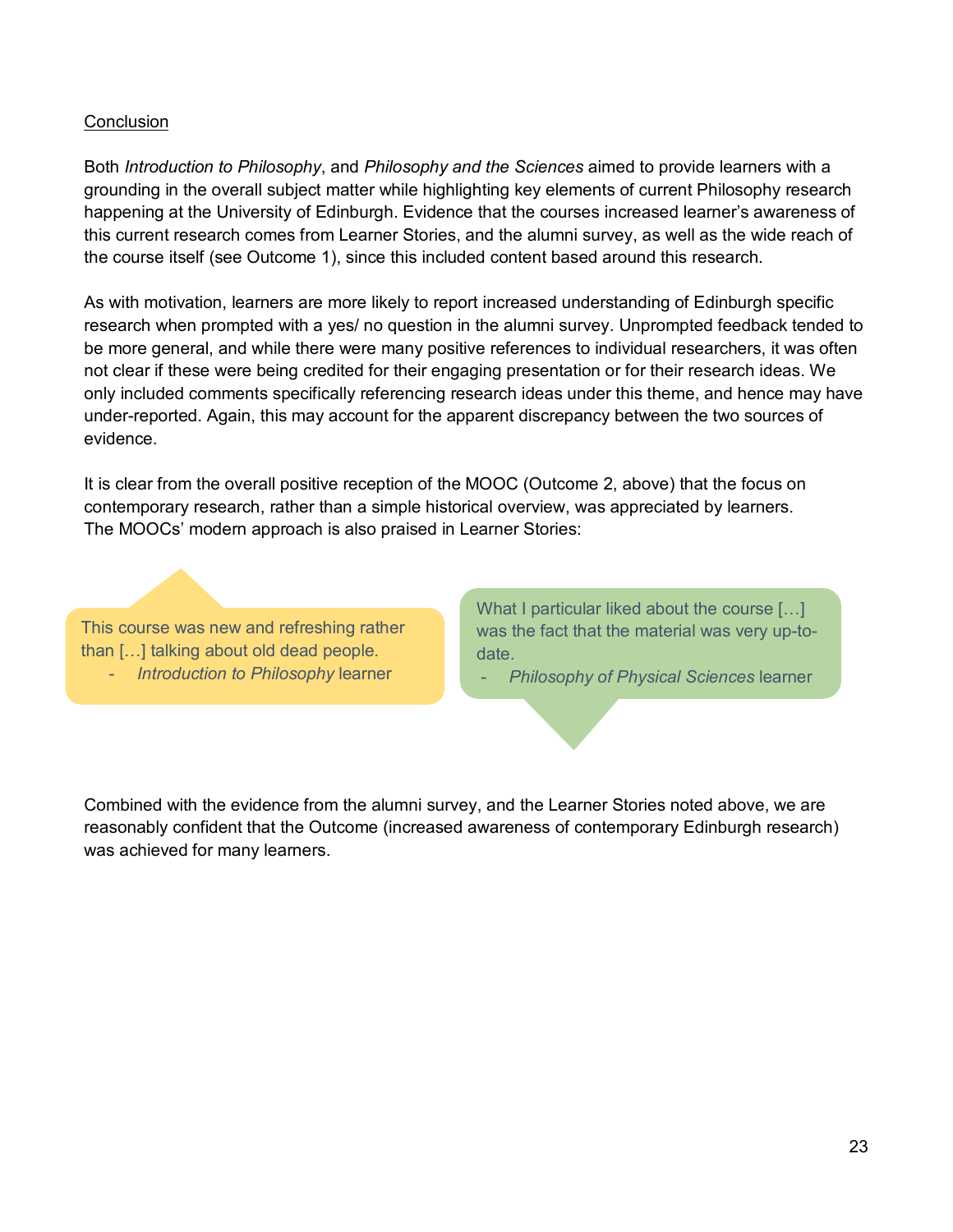Conclusion

Both *Introduction to Philosophy*, and *Philosophy and the Sciences* aimed to provide learners with a grounding in the overall subject matter while highlighting key elements of current Philosophy research happening at the University of Edinburgh. Evidence that the courses increased learner's awareness of this current research comes from Learner Stories, and the alumni survey, as well as the wide reach of the course itself (see Outcome 1), since this included content based around this research.

As with motivation, learners are more likely to report increased understanding of Edinburgh specific research when prompted with a yes/ no question in the alumni survey. Unprompted feedback tended to be more general, and while there were many positive references to individual researchers, it was often not clear if these were being credited for their engaging presentation or for their research ideas. We only included comments specifically referencing research ideas under this theme, and hence may have under-reported. Again, this may account for the apparent discrepancy between the two sources of evidence.

It is clear from the overall positive reception of the MOOC (Outcome 2, above) that the focus on contemporary research, rather than a simple historical overview, was appreciated by learners. The MOOCs' modern approach is also praised in Learner Stories:

> This course was new and refreshing rather than […] talking about old dead people.
> - *Introduction to Philosophy* learner

> What I particular liked about the course […] was the fact that the material was very up-to-date.
> - *Philosophy of Physical Sciences* learner

Combined with the evidence from the alumni survey, and the Learner Stories noted above, we are reasonably confident that the Outcome (increased awareness of contemporary Edinburgh research) was achieved for many learners.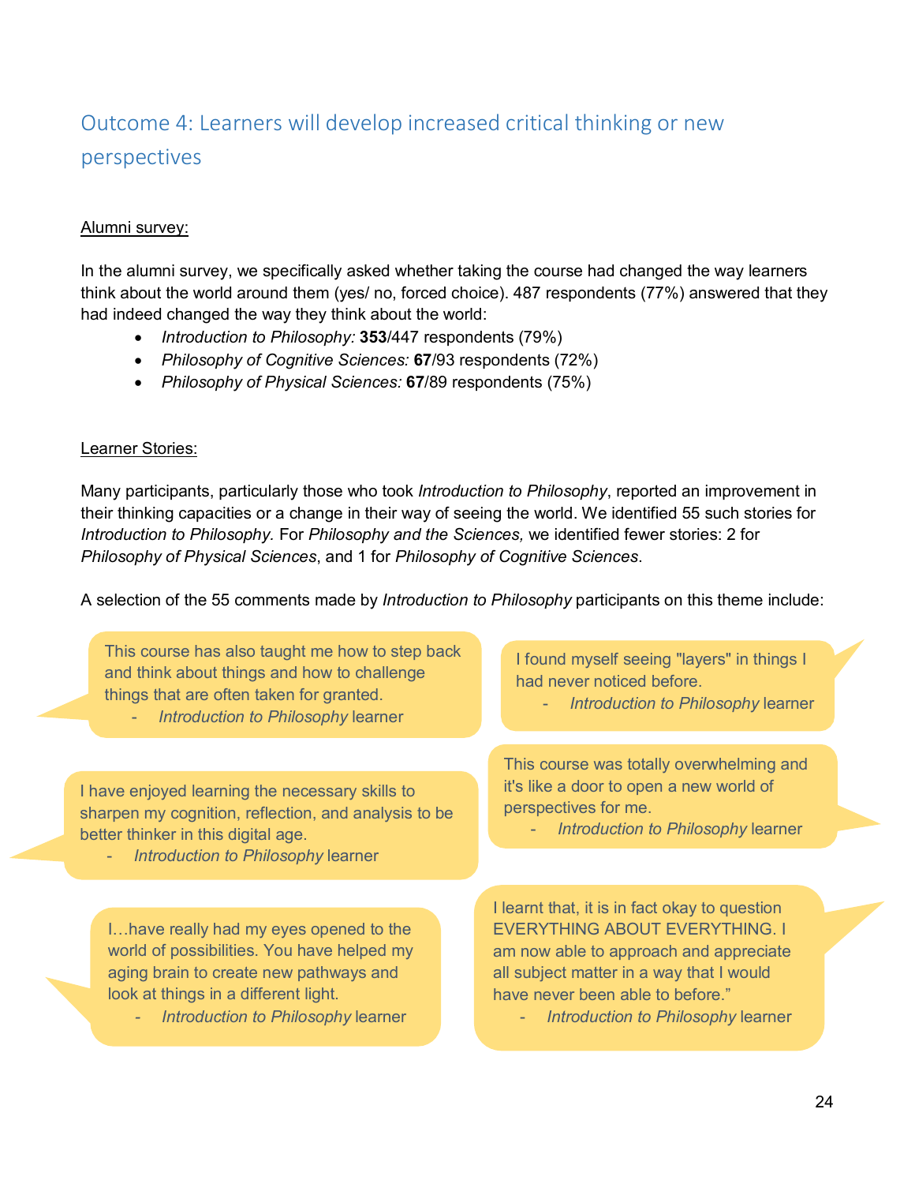## Outcome 4: Learners will develop increased critical thinking or new perspectives

<u>Alumni survey:</u>

In the alumni survey, we specifically asked whether taking the course had changed the way learners think about the world around them (yes/ no, forced choice). 487 respondents (77%) answered that they had indeed changed the way they think about the world:

- *Introduction to Philosophy:* **353**/447 respondents (79%)
- *Philosophy of Cognitive Sciences:* **67**/93 respondents (72%)
- *Philosophy of Physical Sciences:* **67**/89 respondents (75%)

<u>Learner Stories:</u>

Many participants, particularly those who took *Introduction to Philosophy*, reported an improvement in their thinking capacities or a change in their way of seeing the world. We identified 55 such stories for *Introduction to Philosophy*. For *Philosophy and the Sciences,* we identified fewer stories: 2 for *Philosophy of Physical Sciences*, and 1 for *Philosophy of Cognitive Sciences*.

A selection of the 55 comments made by *Introduction to Philosophy* participants on this theme include:

> This course has also taught me how to step back and think about things and how to challenge things that are often taken for granted.
> - *Introduction to Philosophy* learner

> I found myself seeing "layers" in things I had never noticed before.
> - *Introduction to Philosophy* learner

> I have enjoyed learning the necessary skills to sharpen my cognition, reflection, and analysis to be better thinker in this digital age.
> - *Introduction to Philosophy* learner

> This course was totally overwhelming and it's like a door to open a new world of perspectives for me.
> - *Introduction to Philosophy* learner

> I…have really had my eyes opened to the world of possibilities. You have helped my aging brain to create new pathways and look at things in a different light.
> - *Introduction to Philosophy* learner

> I learnt that, it is in fact okay to question EVERYTHING ABOUT EVERYTHING. I am now able to approach and appreciate all subject matter in a way that I would have never been able to before."
> - *Introduction to Philosophy* learner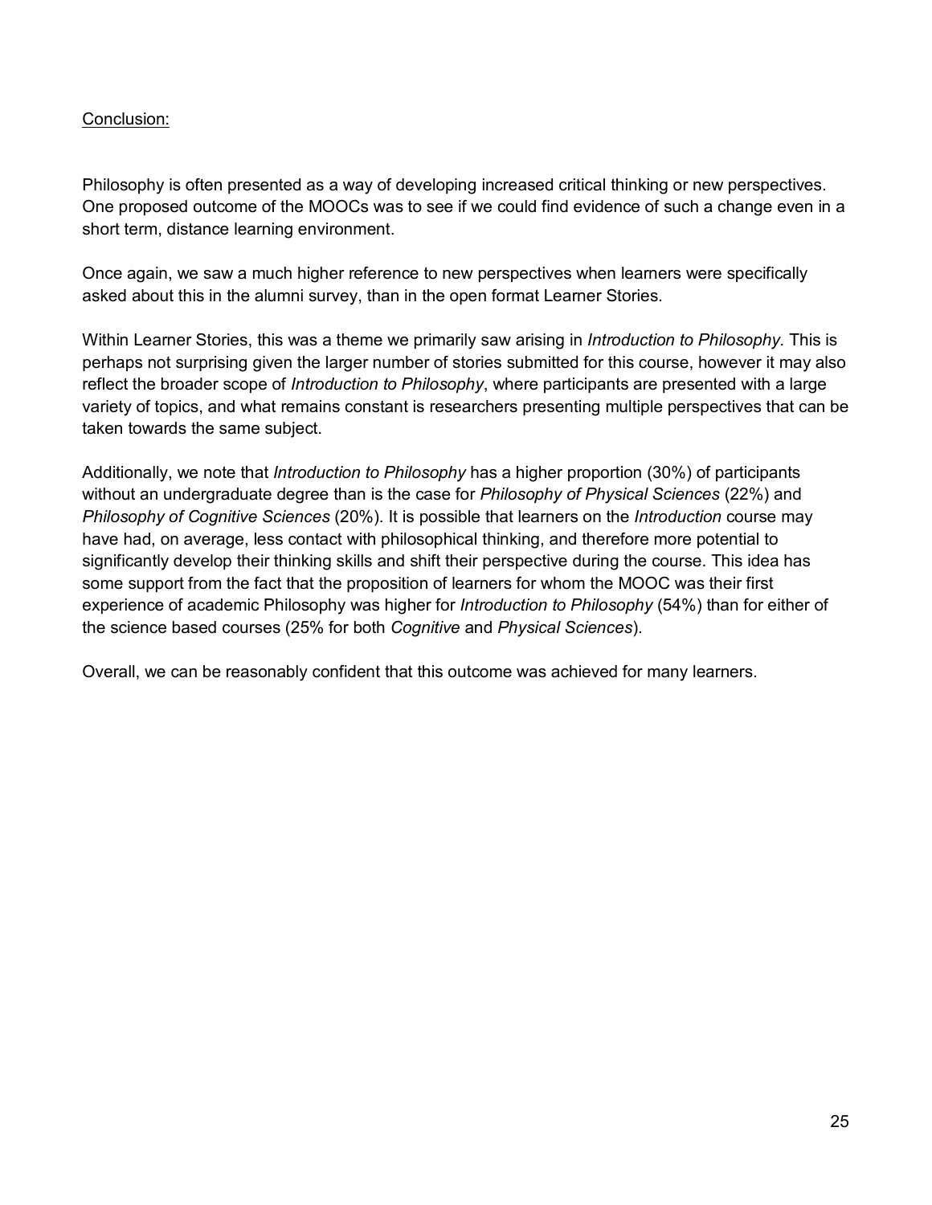Conclusion:

Philosophy is often presented as a way of developing increased critical thinking or new perspectives. One proposed outcome of the MOOCs was to see if we could find evidence of such a change even in a short term, distance learning environment.

Once again, we saw a much higher reference to new perspectives when learners were specifically asked about this in the alumni survey, than in the open format Learner Stories.

Within Learner Stories, this was a theme we primarily saw arising in *Introduction to Philosophy.* This is perhaps not surprising given the larger number of stories submitted for this course, however it may also reflect the broader scope of *Introduction to Philosophy*, where participants are presented with a large variety of topics, and what remains constant is researchers presenting multiple perspectives that can be taken towards the same subject.

Additionally, we note that *Introduction to Philosophy* has a higher proportion (30%) of participants without an undergraduate degree than is the case for *Philosophy of Physical Sciences* (22%) and *Philosophy of Cognitive Sciences* (20%). It is possible that learners on the *Introduction* course may have had, on average, less contact with philosophical thinking, and therefore more potential to significantly develop their thinking skills and shift their perspective during the course. This idea has some support from the fact that the proposition of learners for whom the MOOC was their first experience of academic Philosophy was higher for *Introduction to Philosophy* (54%) than for either of the science based courses (25% for both *Cognitive* and *Physical Sciences*).

Overall, we can be reasonably confident that this outcome was achieved for many learners.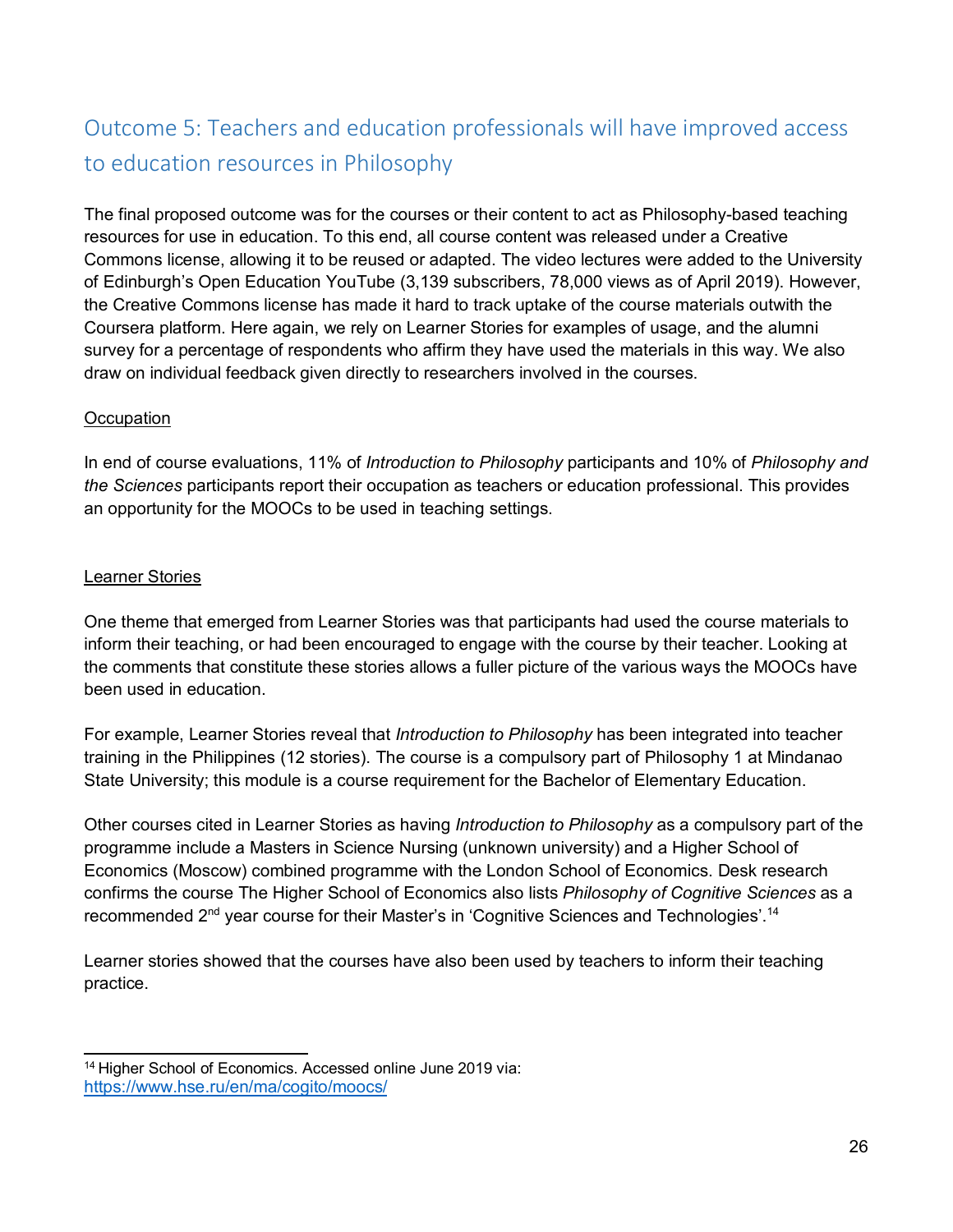## Outcome 5: Teachers and education professionals will have improved access to education resources in Philosophy

The final proposed outcome was for the courses or their content to act as Philosophy-based teaching resources for use in education. To this end, all course content was released under a Creative Commons license, allowing it to be reused or adapted. The video lectures were added to the University of Edinburgh's Open Education YouTube (3,139 subscribers, 78,000 views as of April 2019). However, the Creative Commons license has made it hard to track uptake of the course materials outwith the Coursera platform. Here again, we rely on Learner Stories for examples of usage, and the alumni survey for a percentage of respondents who affirm they have used the materials in this way. We also draw on individual feedback given directly to researchers involved in the courses.

<u>Occupation</u>

In end of course evaluations, 11% of *Introduction to Philosophy* participants and 10% of *Philosophy and the Sciences* participants report their occupation as teachers or education professional. This provides an opportunity for the MOOCs to be used in teaching settings.

<u>Learner Stories</u>

One theme that emerged from Learner Stories was that participants had used the course materials to inform their teaching, or had been encouraged to engage with the course by their teacher. Looking at the comments that constitute these stories allows a fuller picture of the various ways the MOOCs have been used in education.

For example, Learner Stories reveal that *Introduction to Philosophy* has been integrated into teacher training in the Philippines (12 stories). The course is a compulsory part of Philosophy 1 at Mindanao State University; this module is a course requirement for the Bachelor of Elementary Education.

Other courses cited in Learner Stories as having *Introduction to Philosophy* as a compulsory part of the programme include a Masters in Science Nursing (unknown university) and a Higher School of Economics (Moscow) combined programme with the London School of Economics. Desk research confirms the course The Higher School of Economics also lists *Philosophy of Cognitive Sciences* as a recommended 2nd year course for their Master's in 'Cognitive Sciences and Technologies'.[14]

Learner stories showed that the courses have also been used by teachers to inform their teaching practice.

---

[14] Higher School of Economics. Accessed online June 2019 via: https://www.hse.ru/en/ma/cogito/moocs/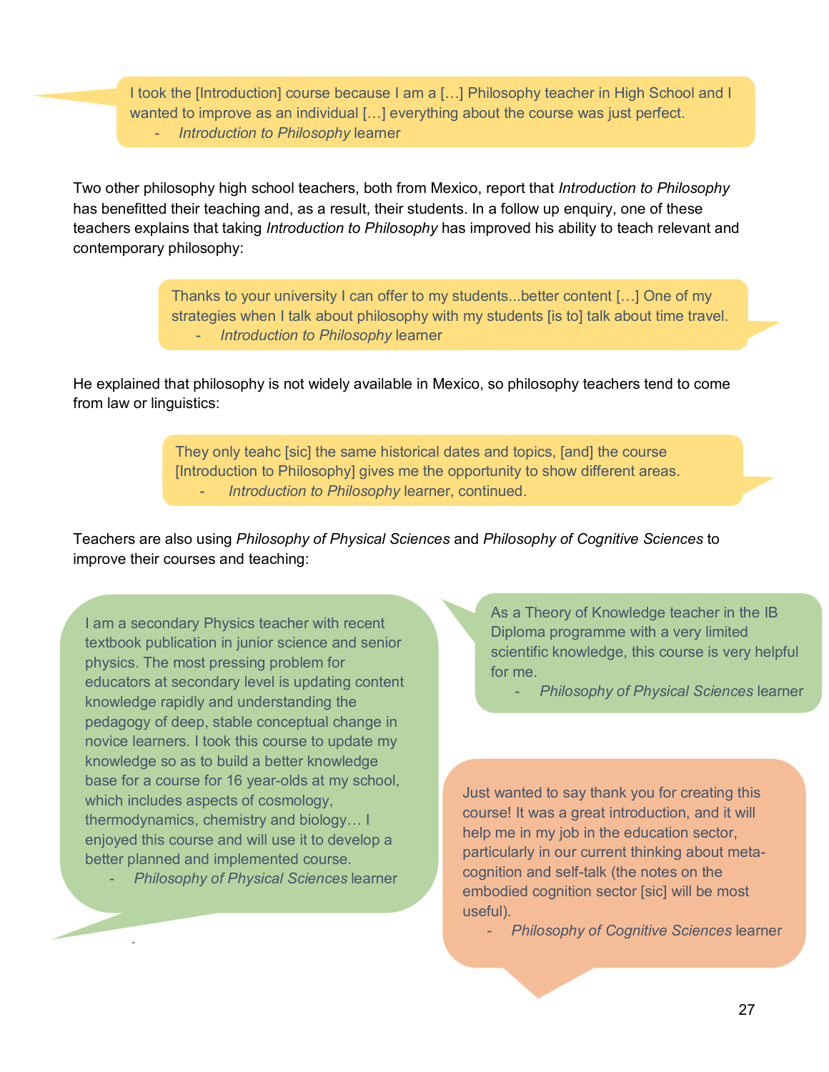> I took the [Introduction] course because I am a […] Philosophy teacher in High School and I wanted to improve as an individual […] everything about the course was just perfect.
>
> - *Introduction to Philosophy* learner

Two other philosophy high school teachers, both from Mexico, report that *Introduction to Philosophy* has benefitted their teaching and, as a result, their students. In a follow up enquiry, one of these teachers explains that taking *Introduction to Philosophy* has improved his ability to teach relevant and contemporary philosophy:

> Thanks to your university I can offer to my students...better content […] One of my strategies when I talk about philosophy with my students [is to] talk about time travel.
>
> - *Introduction to Philosophy* learner

He explained that philosophy is not widely available in Mexico, so philosophy teachers tend to come from law or linguistics:

> They only teahc [sic] the same historical dates and topics, [and] the course [Introduction to Philosophy] gives me the opportunity to show different areas.
>
> - *Introduction to Philosophy* learner, continued.

Teachers are also using *Philosophy of Physical Sciences* and *Philosophy of Cognitive Sciences* to improve their courses and teaching:

> I am a secondary Physics teacher with recent textbook publication in junior science and senior physics. The most pressing problem for educators at secondary level is updating content knowledge rapidly and understanding the pedagogy of deep, stable conceptual change in novice learners. I took this course to update my knowledge so as to build a better knowledge base for a course for 16 year-olds at my school, which includes aspects of cosmology, thermodynamics, chemistry and biology… I enjoyed this course and will use it to develop a better planned and implemented course.
>
> - *Philosophy of Physical Sciences* learner

> As a Theory of Knowledge teacher in the IB Diploma programme with a very limited scientific knowledge, this course is very helpful for me.
>
> - *Philosophy of Physical Sciences* learner

> Just wanted to say thank you for creating this course! It was a great introduction, and it will help me in my job in the education sector, particularly in our current thinking about meta-cognition and self-talk (the notes on the embodied cognition sector [sic] will be most useful).
>
> - *Philosophy of Cognitive Sciences* learner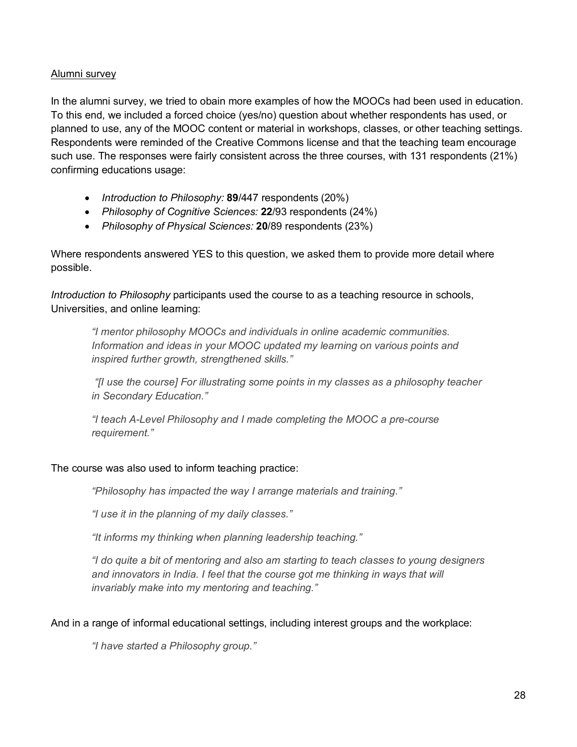Alumni survey

In the alumni survey, we tried to obain more examples of how the MOOCs had been used in education. To this end, we included a forced choice (yes/no) question about whether respondents has used, or planned to use, any of the MOOC content or material in workshops, classes, or other teaching settings. Respondents were reminded of the Creative Commons license and that the teaching team encourage such use. The responses were fairly consistent across the three courses, with 131 respondents (21%) confirming educations usage:

- *Introduction to Philosophy:* **89**/447 respondents (20%)
- *Philosophy of Cognitive Sciences:* **22**/93 respondents (24%)
- *Philosophy of Physical Sciences:* **20**/89 respondents (23%)

Where respondents answered YES to this question, we asked them to provide more detail where possible.

*Introduction to Philosophy* participants used the course to as a teaching resource in schools, Universities, and online learning:

> *"I mentor philosophy MOOCs and individuals in online academic communities. Information and ideas in your MOOC updated my learning on various points and inspired further growth, strengthened skills."*
>
> *"[I use the course] For illustrating some points in my classes as a philosophy teacher in Secondary Education."*
>
> *"I teach A-Level Philosophy and I made completing the MOOC a pre-course requirement."*

The course was also used to inform teaching practice:

> *"Philosophy has impacted the way I arrange materials and training."*
>
> *"I use it in the planning of my daily classes."*
>
> *"It informs my thinking when planning leadership teaching."*
>
> *"I do quite a bit of mentoring and also am starting to teach classes to young designers and innovators in India. I feel that the course got me thinking in ways that will invariably make into my mentoring and teaching."*

And in a range of informal educational settings, including interest groups and the workplace:

> *"I have started a Philosophy group."*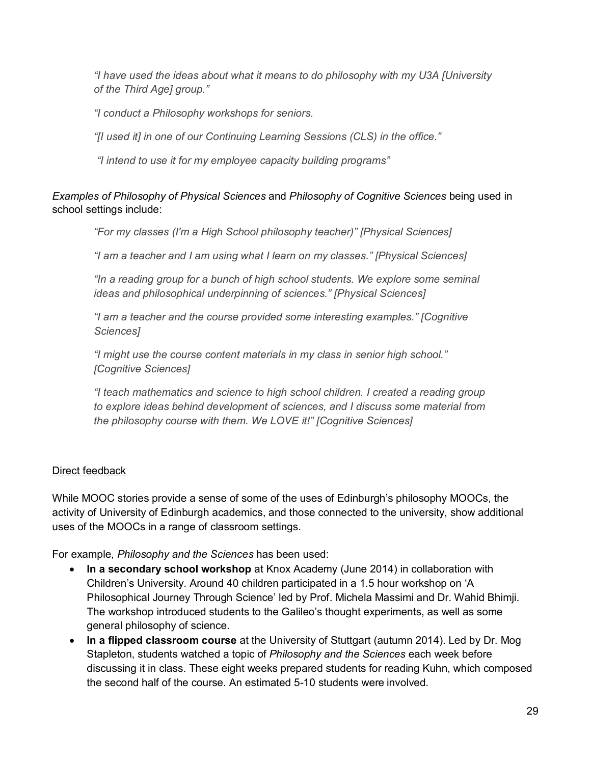*"I have used the ideas about what it means to do philosophy with my U3A [University of the Third Age] group."*

*"I conduct a Philosophy workshops for seniors.*

*"[I used it] in one of our Continuing Learning Sessions (CLS) in the office."*

*"I intend to use it for my employee capacity building programs"*

*Examples of Philosophy of Physical Sciences* and *Philosophy of Cognitive Sciences* being used in school settings include:

*"For my classes (I'm a High School philosophy teacher)" [Physical Sciences]*

*"I am a teacher and I am using what I learn on my classes." [Physical Sciences]*

*"In a reading group for a bunch of high school students. We explore some seminal ideas and philosophical underpinning of sciences." [Physical Sciences]*

*"I am a teacher and the course provided some interesting examples." [Cognitive Sciences]*

*"I might use the course content materials in my class in senior high school." [Cognitive Sciences]*

*"I teach mathematics and science to high school children. I created a reading group to explore ideas behind development of sciences, and I discuss some material from the philosophy course with them. We LOVE it!" [Cognitive Sciences]*

Direct feedback

While MOOC stories provide a sense of some of the uses of Edinburgh's philosophy MOOCs, the activity of University of Edinburgh academics, and those connected to the university, show additional uses of the MOOCs in a range of classroom settings.

For example, *Philosophy and the Sciences* has been used:

- **In a secondary school workshop** at Knox Academy (June 2014) in collaboration with Children's University. Around 40 children participated in a 1.5 hour workshop on 'A Philosophical Journey Through Science' led by Prof. Michela Massimi and Dr. Wahid Bhimji. The workshop introduced students to the Galileo's thought experiments, as well as some general philosophy of science.
- **In a flipped classroom course** at the University of Stuttgart (autumn 2014). Led by Dr. Mog Stapleton, students watched a topic of *Philosophy and the Sciences* each week before discussing it in class. These eight weeks prepared students for reading Kuhn, which composed the second half of the course. An estimated 5-10 students were involved.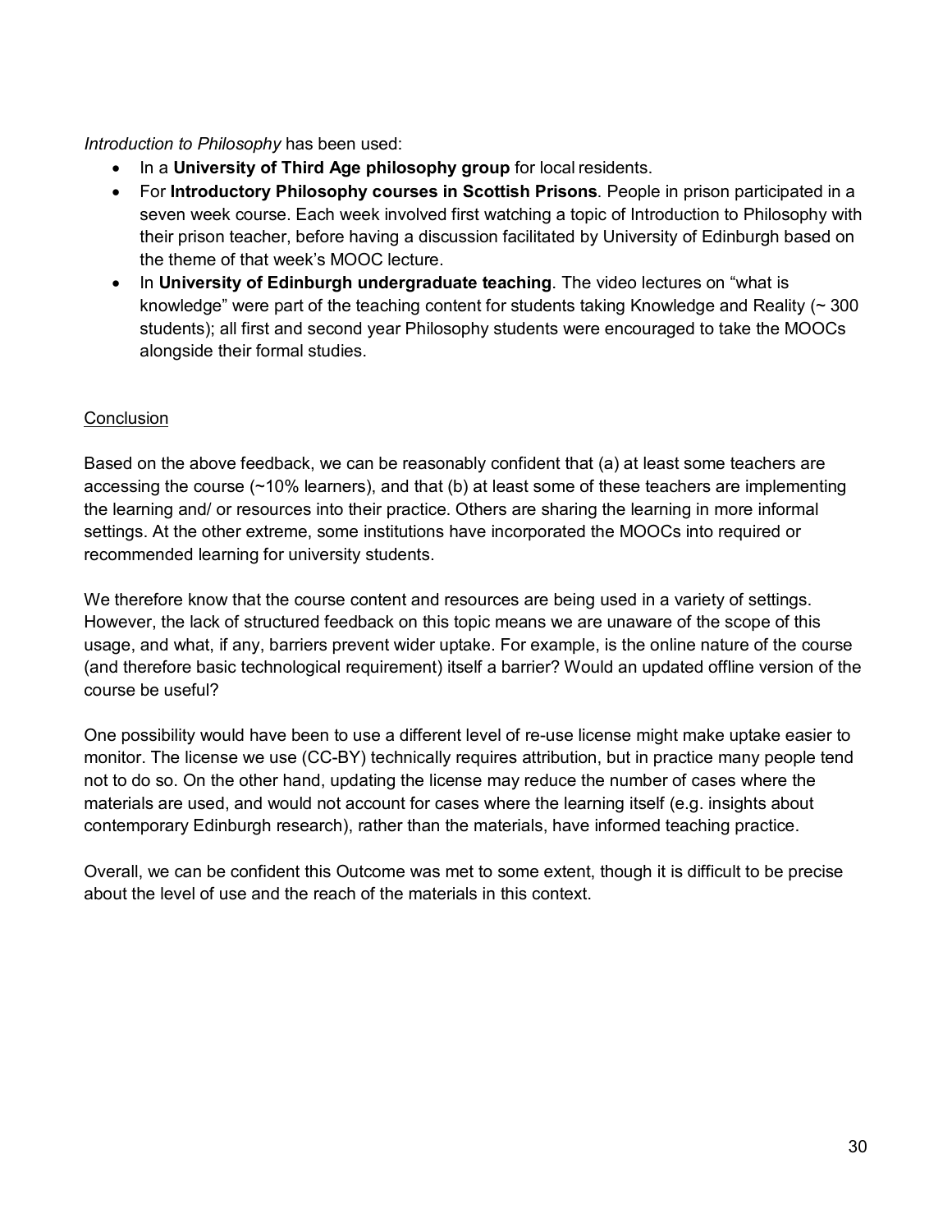*Introduction to Philosophy* has been used:

- In a **University of Third Age philosophy group** for local residents.
- For **Introductory Philosophy courses in Scottish Prisons**. People in prison participated in a seven week course. Each week involved first watching a topic of Introduction to Philosophy with their prison teacher, before having a discussion facilitated by University of Edinburgh based on the theme of that week's MOOC lecture.
- In **University of Edinburgh undergraduate teaching**. The video lectures on "what is knowledge" were part of the teaching content for students taking Knowledge and Reality (~ 300 students); all first and second year Philosophy students were encouraged to take the MOOCs alongside their formal studies.

<u>Conclusion</u>

Based on the above feedback, we can be reasonably confident that (a) at least some teachers are accessing the course (~10% learners), and that (b) at least some of these teachers are implementing the learning and/ or resources into their practice. Others are sharing the learning in more informal settings. At the other extreme, some institutions have incorporated the MOOCs into required or recommended learning for university students.

We therefore know that the course content and resources are being used in a variety of settings. However, the lack of structured feedback on this topic means we are unaware of the scope of this usage, and what, if any, barriers prevent wider uptake. For example, is the online nature of the course (and therefore basic technological requirement) itself a barrier? Would an updated offline version of the course be useful?

One possibility would have been to use a different level of re-use license might make uptake easier to monitor. The license we use (CC-BY) technically requires attribution, but in practice many people tend not to do so. On the other hand, updating the license may reduce the number of cases where the materials are used, and would not account for cases where the learning itself (e.g. insights about contemporary Edinburgh research), rather than the materials, have informed teaching practice.

Overall, we can be confident this Outcome was met to some extent, though it is difficult to be precise about the level of use and the reach of the materials in this context.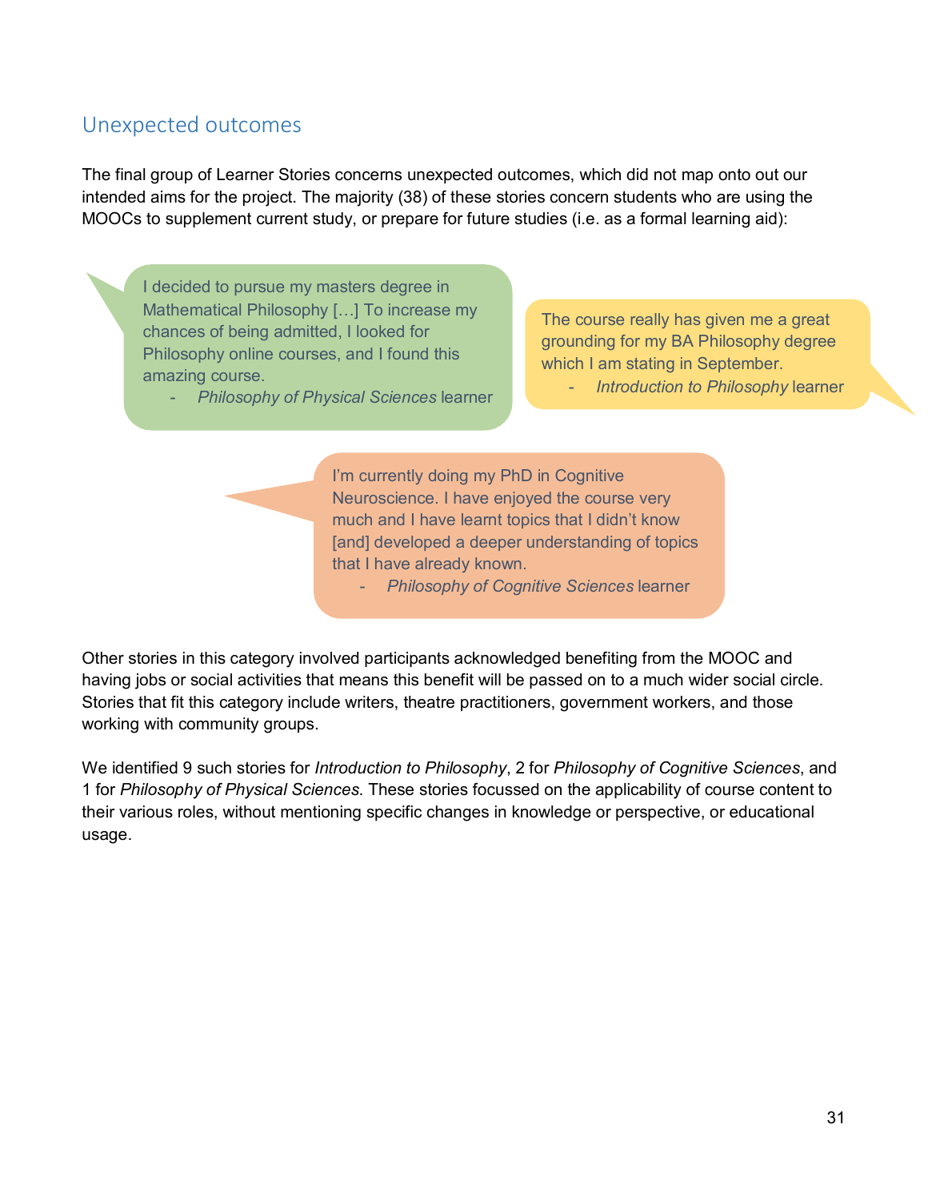## Unexpected outcomes

The final group of Learner Stories concerns unexpected outcomes, which did not map onto out our intended aims for the project. The majority (38) of these stories concern students who are using the MOOCs to supplement current study, or prepare for future studies (i.e. as a formal learning aid):

> I decided to pursue my masters degree in Mathematical Philosophy […] To increase my chances of being admitted, I looked for Philosophy online courses, and I found this amazing course.
>
> - *Philosophy of Physical Sciences* learner

> The course really has given me a great grounding for my BA Philosophy degree which I am stating in September.
>
> - *Introduction to Philosophy* learner

> I'm currently doing my PhD in Cognitive Neuroscience. I have enjoyed the course very much and I have learnt topics that I didn't know [and] developed a deeper understanding of topics that I have already known.
>
> - *Philosophy of Cognitive Sciences* learner

Other stories in this category involved participants acknowledged benefiting from the MOOC and having jobs or social activities that means this benefit will be passed on to a much wider social circle. Stories that fit this category include writers, theatre practitioners, government workers, and those working with community groups.

We identified 9 such stories for *Introduction to Philosophy*, 2 for *Philosophy of Cognitive Sciences*, and 1 for *Philosophy of Physical Sciences*. These stories focussed on the applicability of course content to their various roles, without mentioning specific changes in knowledge or perspective, or educational usage.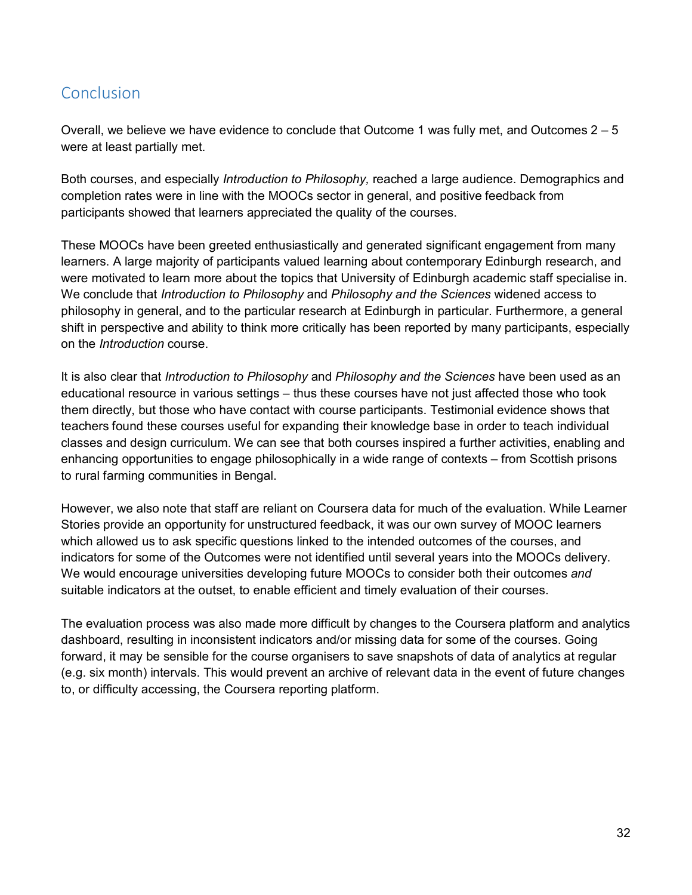## Conclusion

Overall, we believe we have evidence to conclude that Outcome 1 was fully met, and Outcomes 2 – 5 were at least partially met.

Both courses, and especially *Introduction to Philosophy,* reached a large audience. Demographics and completion rates were in line with the MOOCs sector in general, and positive feedback from participants showed that learners appreciated the quality of the courses.

These MOOCs have been greeted enthusiastically and generated significant engagement from many learners. A large majority of participants valued learning about contemporary Edinburgh research, and were motivated to learn more about the topics that University of Edinburgh academic staff specialise in. We conclude that *Introduction to Philosophy* and *Philosophy and the Sciences* widened access to philosophy in general, and to the particular research at Edinburgh in particular. Furthermore, a general shift in perspective and ability to think more critically has been reported by many participants, especially on the *Introduction* course.

It is also clear that *Introduction to Philosophy* and *Philosophy and the Sciences* have been used as an educational resource in various settings – thus these courses have not just affected those who took them directly, but those who have contact with course participants. Testimonial evidence shows that teachers found these courses useful for expanding their knowledge base in order to teach individual classes and design curriculum. We can see that both courses inspired a further activities, enabling and enhancing opportunities to engage philosophically in a wide range of contexts – from Scottish prisons to rural farming communities in Bengal.

However, we also note that staff are reliant on Coursera data for much of the evaluation. While Learner Stories provide an opportunity for unstructured feedback, it was our own survey of MOOC learners which allowed us to ask specific questions linked to the intended outcomes of the courses, and indicators for some of the Outcomes were not identified until several years into the MOOCs delivery. We would encourage universities developing future MOOCs to consider both their outcomes *and* suitable indicators at the outset, to enable efficient and timely evaluation of their courses.

The evaluation process was also made more difficult by changes to the Coursera platform and analytics dashboard, resulting in inconsistent indicators and/or missing data for some of the courses. Going forward, it may be sensible for the course organisers to save snapshots of data of analytics at regular (e.g. six month) intervals. This would prevent an archive of relevant data in the event of future changes to, or difficulty accessing, the Coursera reporting platform.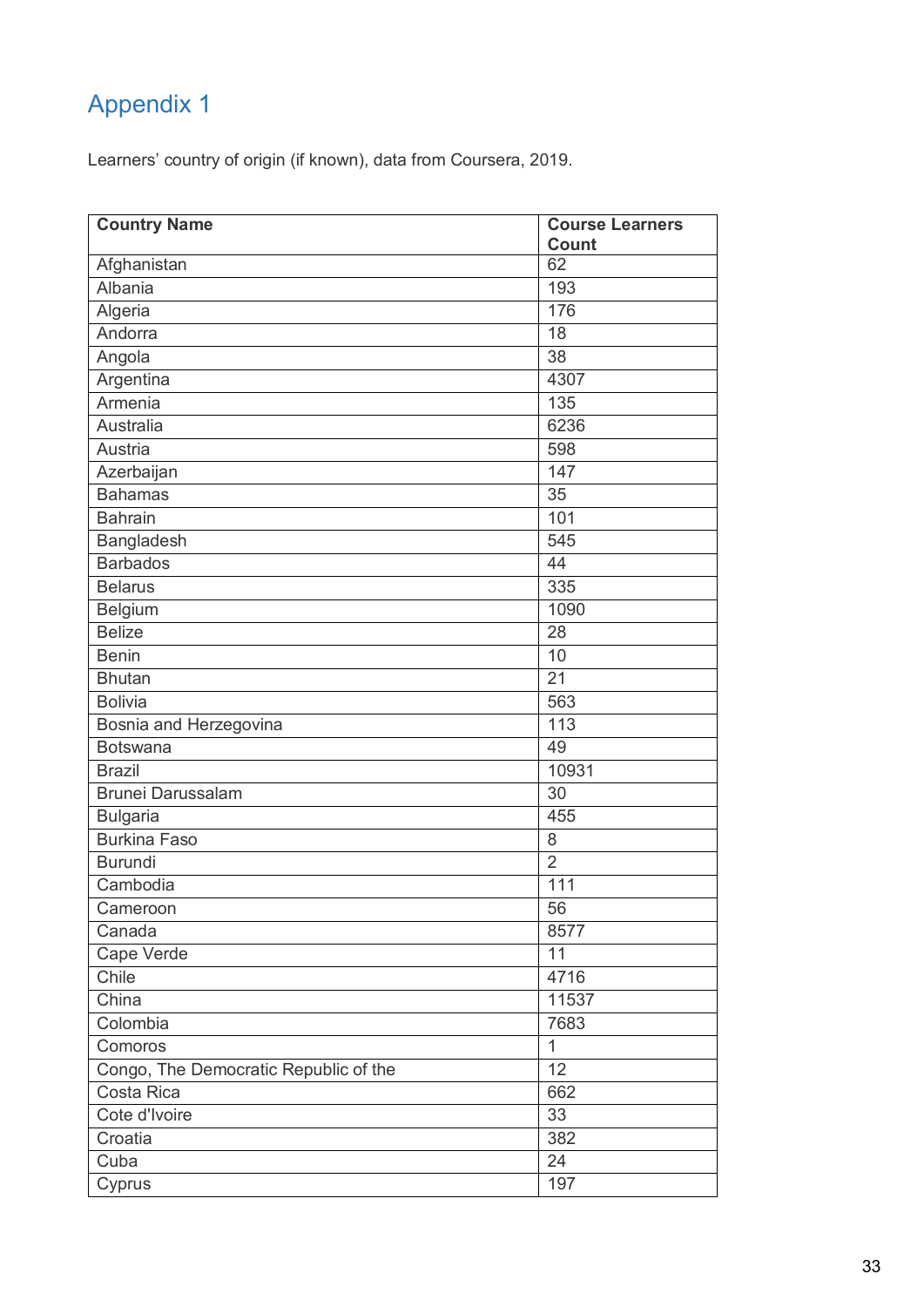# Appendix 1

Learners' country of origin (if known), data from Coursera, 2019.

| Country Name | Course Learners Count |
|---|---|
| Afghanistan | 62 |
| Albania | 193 |
| Algeria | 176 |
| Andorra | 18 |
| Angola | 38 |
| Argentina | 4307 |
| Armenia | 135 |
| Australia | 6236 |
| Austria | 598 |
| Azerbaijan | 147 |
| Bahamas | 35 |
| Bahrain | 101 |
| Bangladesh | 545 |
| Barbados | 44 |
| Belarus | 335 |
| Belgium | 1090 |
| Belize | 28 |
| Benin | 10 |
| Bhutan | 21 |
| Bolivia | 563 |
| Bosnia and Herzegovina | 113 |
| Botswana | 49 |
| Brazil | 10931 |
| Brunei Darussalam | 30 |
| Bulgaria | 455 |
| Burkina Faso | 8 |
| Burundi | 2 |
| Cambodia | 111 |
| Cameroon | 56 |
| Canada | 8577 |
| Cape Verde | 11 |
| Chile | 4716 |
| China | 11537 |
| Colombia | 7683 |
| Comoros | 1 |
| Congo, The Democratic Republic of the | 12 |
| Costa Rica | 662 |
| Cote d'Ivoire | 33 |
| Croatia | 382 |
| Cuba | 24 |
| Cyprus | 197 |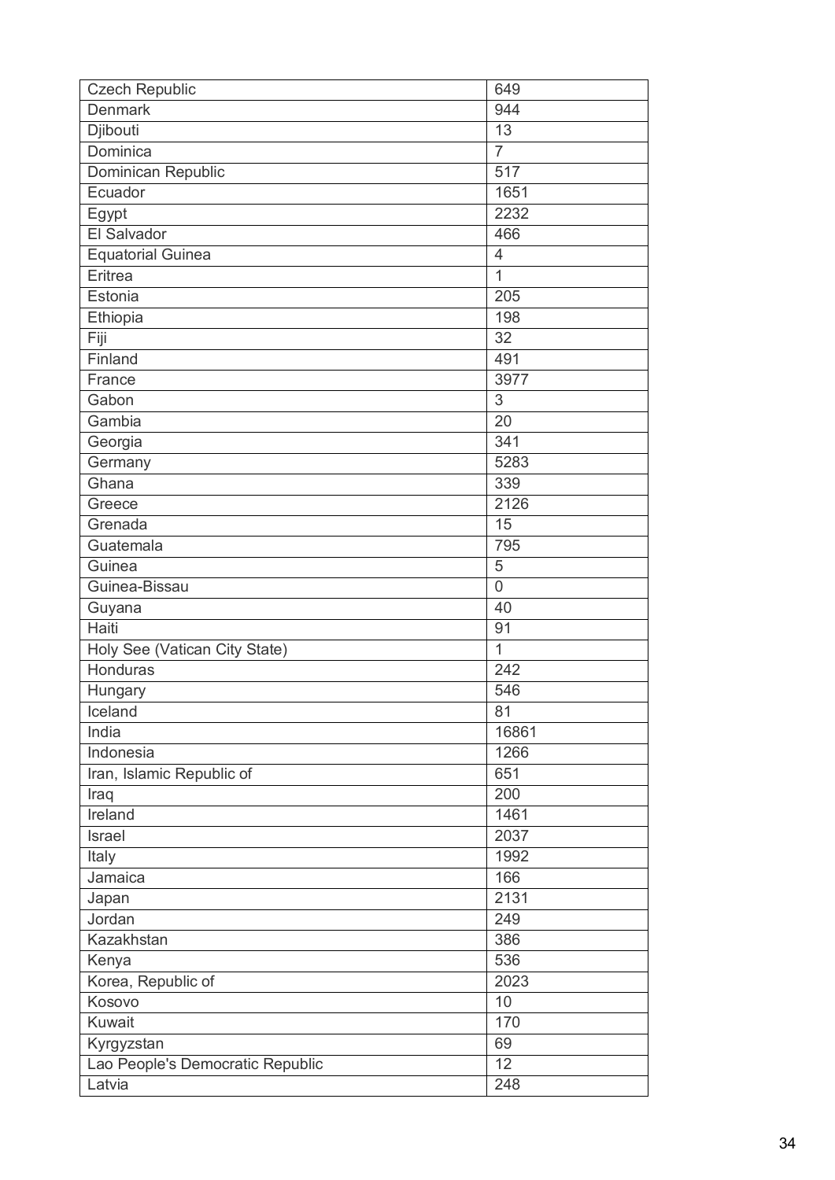| Czech Republic | 649 |
|---|---|
| Denmark | 944 |
| Djibouti | 13 |
| Dominica | 7 |
| Dominican Republic | 517 |
| Ecuador | 1651 |
| Egypt | 2232 |
| El Salvador | 466 |
| Equatorial Guinea | 4 |
| Eritrea | 1 |
| Estonia | 205 |
| Ethiopia | 198 |
| Fiji | 32 |
| Finland | 491 |
| France | 3977 |
| Gabon | 3 |
| Gambia | 20 |
| Georgia | 341 |
| Germany | 5283 |
| Ghana | 339 |
| Greece | 2126 |
| Grenada | 15 |
| Guatemala | 795 |
| Guinea | 5 |
| Guinea-Bissau | 0 |
| Guyana | 40 |
| Haiti | 91 |
| Holy See (Vatican City State) | 1 |
| Honduras | 242 |
| Hungary | 546 |
| Iceland | 81 |
| India | 16861 |
| Indonesia | 1266 |
| Iran, Islamic Republic of | 651 |
| Iraq | 200 |
| Ireland | 1461 |
| Israel | 2037 |
| Italy | 1992 |
| Jamaica | 166 |
| Japan | 2131 |
| Jordan | 249 |
| Kazakhstan | 386 |
| Kenya | 536 |
| Korea, Republic of | 2023 |
| Kosovo | 10 |
| Kuwait | 170 |
| Kyrgyzstan | 69 |
| Lao People's Democratic Republic | 12 |
| Latvia | 248 |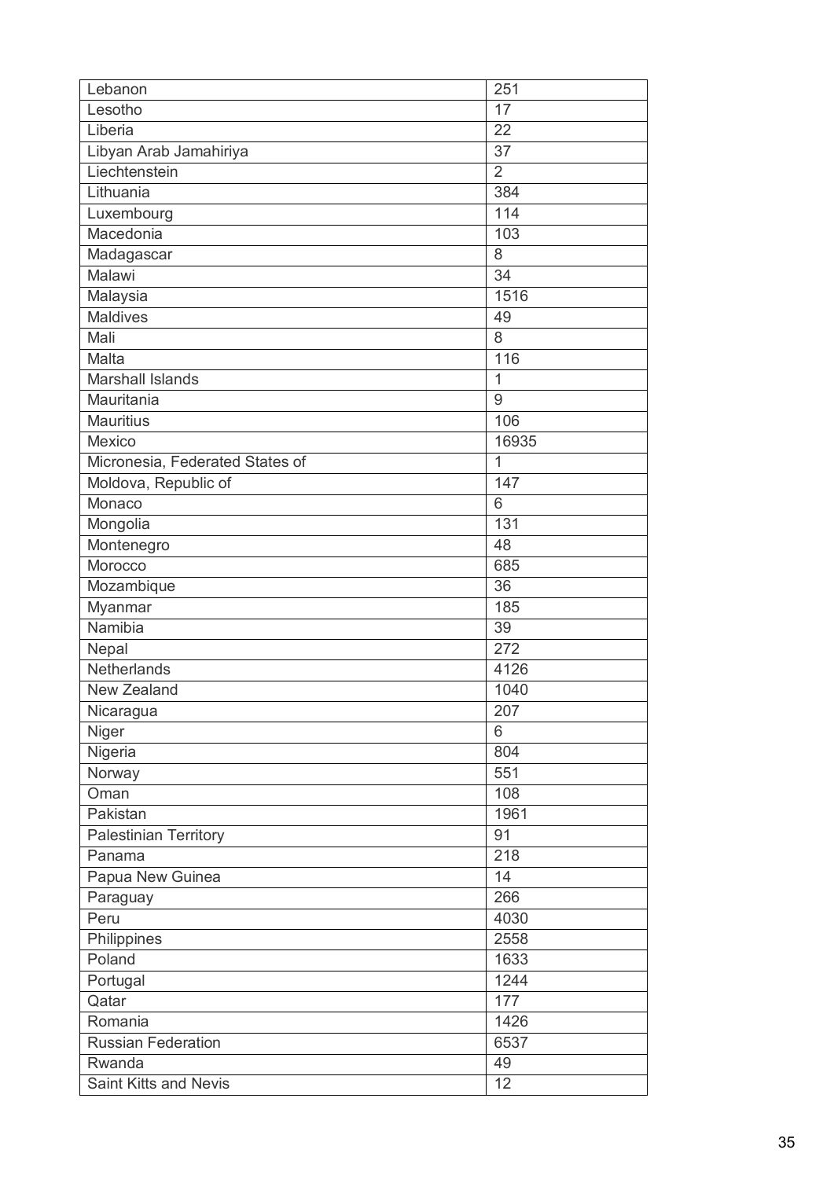| | |
|---|---|
| Lebanon | 251 |
| Lesotho | 17 |
| Liberia | 22 |
| Libyan Arab Jamahiriya | 37 |
| Liechtenstein | 2 |
| Lithuania | 384 |
| Luxembourg | 114 |
| Macedonia | 103 |
| Madagascar | 8 |
| Malawi | 34 |
| Malaysia | 1516 |
| Maldives | 49 |
| Mali | 8 |
| Malta | 116 |
| Marshall Islands | 1 |
| Mauritania | 9 |
| Mauritius | 106 |
| Mexico | 16935 |
| Micronesia, Federated States of | 1 |
| Moldova, Republic of | 147 |
| Monaco | 6 |
| Mongolia | 131 |
| Montenegro | 48 |
| Morocco | 685 |
| Mozambique | 36 |
| Myanmar | 185 |
| Namibia | 39 |
| Nepal | 272 |
| Netherlands | 4126 |
| New Zealand | 1040 |
| Nicaragua | 207 |
| Niger | 6 |
| Nigeria | 804 |
| Norway | 551 |
| Oman | 108 |
| Pakistan | 1961 |
| Palestinian Territory | 91 |
| Panama | 218 |
| Papua New Guinea | 14 |
| Paraguay | 266 |
| Peru | 4030 |
| Philippines | 2558 |
| Poland | 1633 |
| Portugal | 1244 |
| Qatar | 177 |
| Romania | 1426 |
| Russian Federation | 6537 |
| Rwanda | 49 |
| Saint Kitts and Nevis | 12 |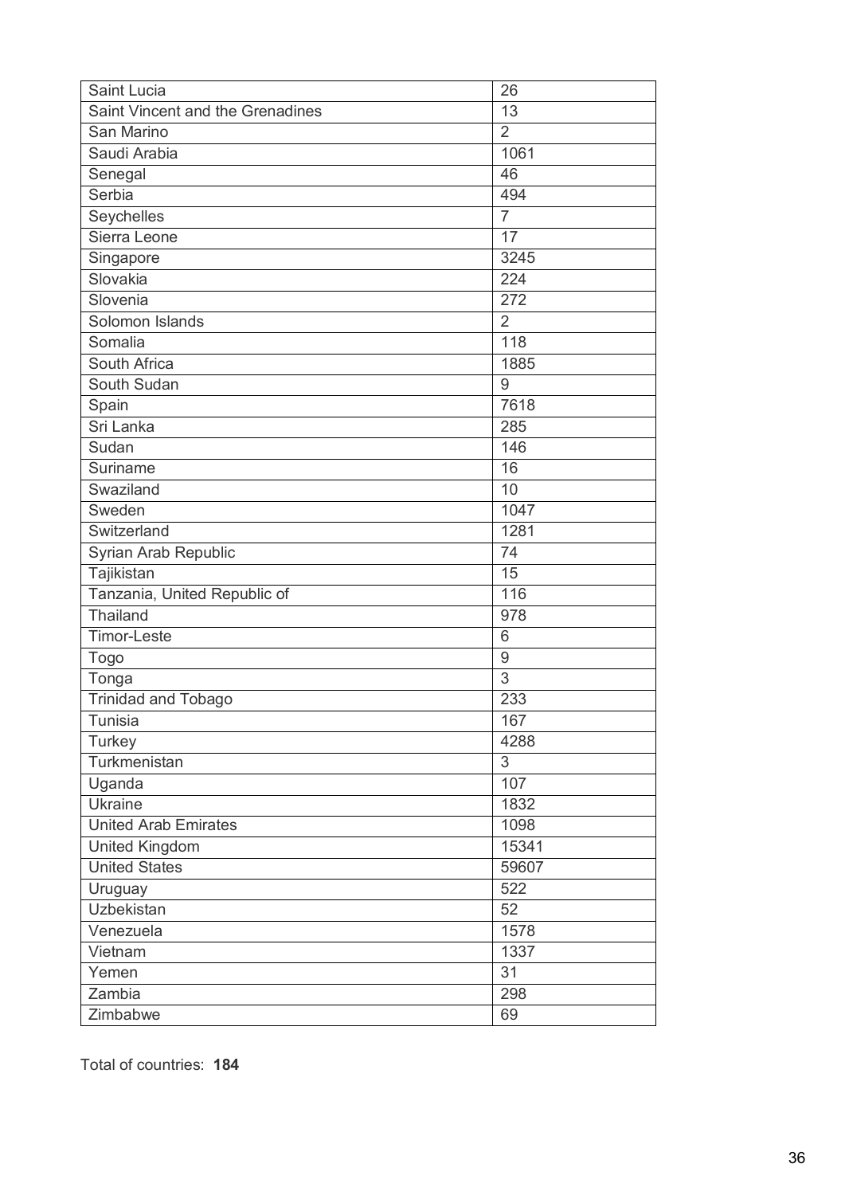| | |
|---|---|
| Saint Lucia | 26 |
| Saint Vincent and the Grenadines | 13 |
| San Marino | 2 |
| Saudi Arabia | 1061 |
| Senegal | 46 |
| Serbia | 494 |
| Seychelles | 7 |
| Sierra Leone | 17 |
| Singapore | 3245 |
| Slovakia | 224 |
| Slovenia | 272 |
| Solomon Islands | 2 |
| Somalia | 118 |
| South Africa | 1885 |
| South Sudan | 9 |
| Spain | 7618 |
| Sri Lanka | 285 |
| Sudan | 146 |
| Suriname | 16 |
| Swaziland | 10 |
| Sweden | 1047 |
| Switzerland | 1281 |
| Syrian Arab Republic | 74 |
| Tajikistan | 15 |
| Tanzania, United Republic of | 116 |
| Thailand | 978 |
| Timor-Leste | 6 |
| Togo | 9 |
| Tonga | 3 |
| Trinidad and Tobago | 233 |
| Tunisia | 167 |
| Turkey | 4288 |
| Turkmenistan | 3 |
| Uganda | 107 |
| Ukraine | 1832 |
| United Arab Emirates | 1098 |
| United Kingdom | 15341 |
| United States | 59607 |
| Uruguay | 522 |
| Uzbekistan | 52 |
| Venezuela | 1578 |
| Vietnam | 1337 |
| Yemen | 31 |
| Zambia | 298 |
| Zimbabwe | 69 |

Total of countries: **184**